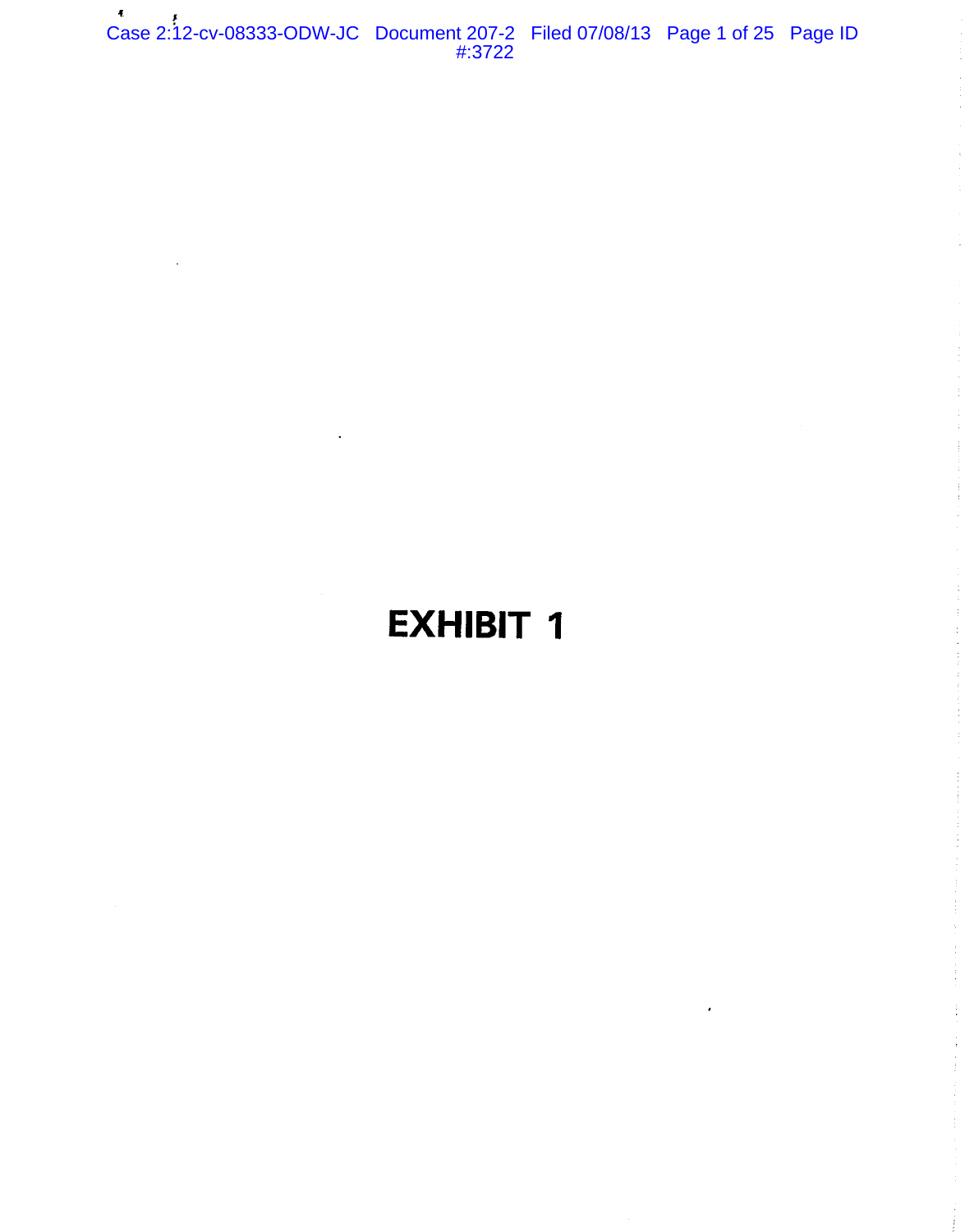# EXHIBIT 1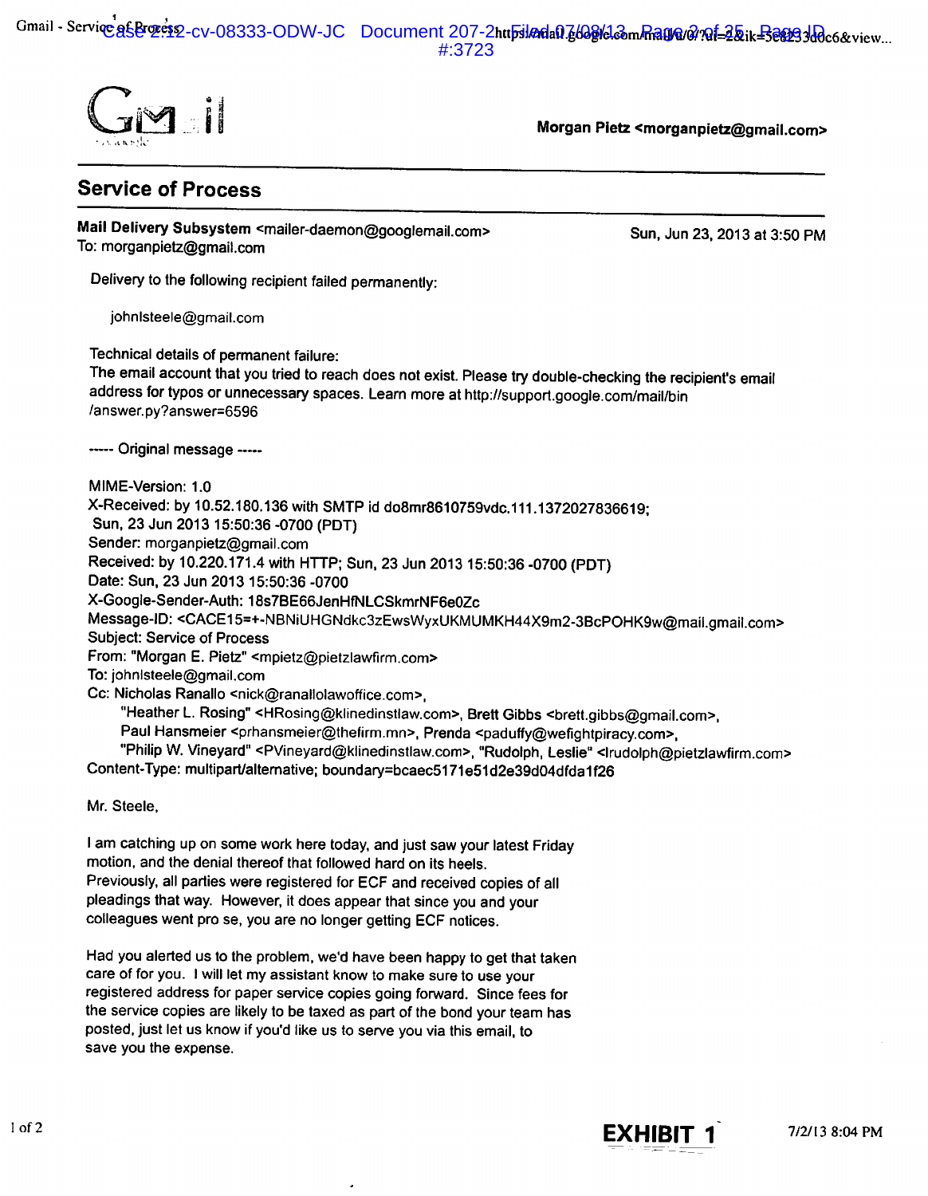Gmail

Morgan Pietz <morganpietz@gmail.com>

## Service of Process

**Mail Delivery Subsystem** <mailer-daemon@googlemail.com>
To: morganpietz@gmail.com

Sun, Jun 23, 2013 at 3:50 PM

Delivery to the following recipient failed permanently:

johnlsteele@gmail.com

Technical details of permanent failure:
The email account that you tried to reach does not exist. Please try double-checking the recipient's email address for typos or unnecessary spaces. Learn more at http://support.google.com/mail/bin/answer.py?answer=6596

----- Original message -----

MIME-Version: 1.0
X-Received: by 10.52.180.136 with SMTP id do8mr8610759vdc.111.1372027836619;
 Sun, 23 Jun 2013 15:50:36 -0700 (PDT)
Sender: morganpietz@gmail.com
Received: by 10.220.171.4 with HTTP; Sun, 23 Jun 2013 15:50:36 -0700 (PDT)
Date: Sun, 23 Jun 2013 15:50:36 -0700
X-Google-Sender-Auth: 18s7BE66JenHfNLCSkmrNF6e0Zc
Message-ID: <CACE15=+-NBNiUHGNdkc3zEwsWyxUKMUMKH44X9m2-3BcPOHK9w@mail.gmail.com>
Subject: Service of Process
From: "Morgan E. Pietz" <mpietz@pietzlawfirm.com>
To: johnlsteele@gmail.com
Cc: Nicholas Ranallo <nick@ranallolawoffice.com>,
 "Heather L. Rosing" <HRosing@klinedinstlaw.com>, Brett Gibbs <brett.gibbs@gmail.com>,
 Paul Hansmeier <prhansmeier@thefirm.mn>, Prenda <paduffy@wefightpiracy.com>,
 "Philip W. Vineyard" <PVineyard@klinedinstlaw.com>, "Rudolph, Leslie" <lrudolph@pietzlawfirm.com>
Content-Type: multipart/alternative; boundary=bcaec5171e51d2e39d04dfda1f26

Mr. Steele,

I am catching up on some work here today, and just saw your latest Friday motion, and the denial thereof that followed hard on its heels.
Previously, all parties were registered for ECF and received copies of all pleadings that way. However, it does appear that since you and your colleagues went pro se, you are no longer getting ECF notices.

Had you alerted us to the problem, we'd have been happy to get that taken care of for you. I will let my assistant know to make sure to use your registered address for paper service copies going forward. Since fees for the service copies are likely to be taxed as part of the bond your team has posted, just let us know if you'd like us to serve you via this email, to save you the expense.

**EXHIBIT 1**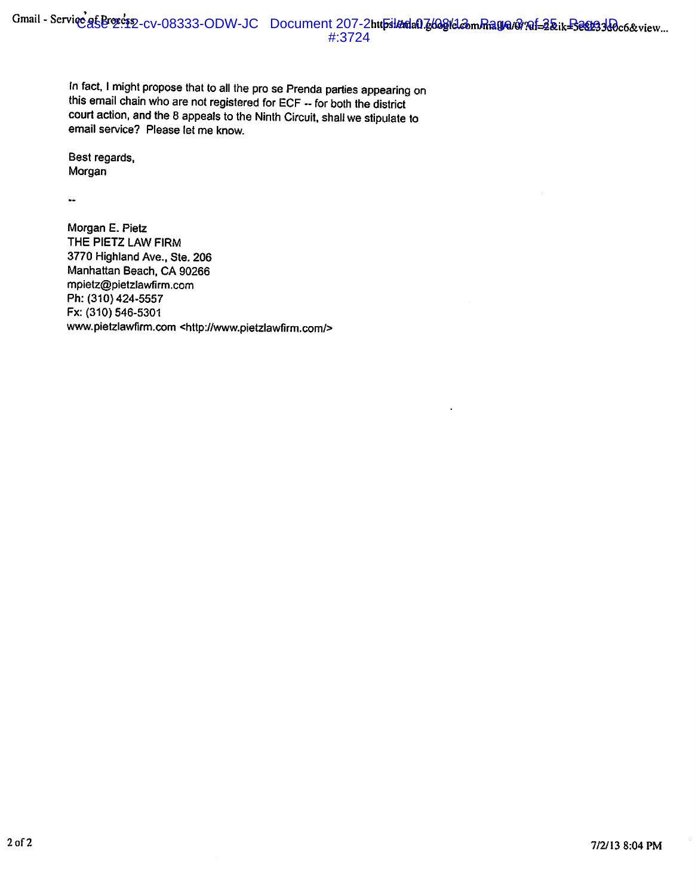In fact, I might propose that to all the pro se Prenda parties appearing on this email chain who are not registered for ECF -- for both the district court action, and the 8 appeals to the Ninth Circuit, shall we stipulate to email service? Please let me know.

Best regards,
Morgan

--

Morgan E. Pietz
THE PIETZ LAW FIRM
3770 Highland Ave., Ste. 206
Manhattan Beach, CA 90266
mpietz@pietzlawfirm.com
Ph: (310) 424-5557
Fx: (310) 546-5301
www.pietzlawfirm.com <http://www.pietzlawfirm.com/>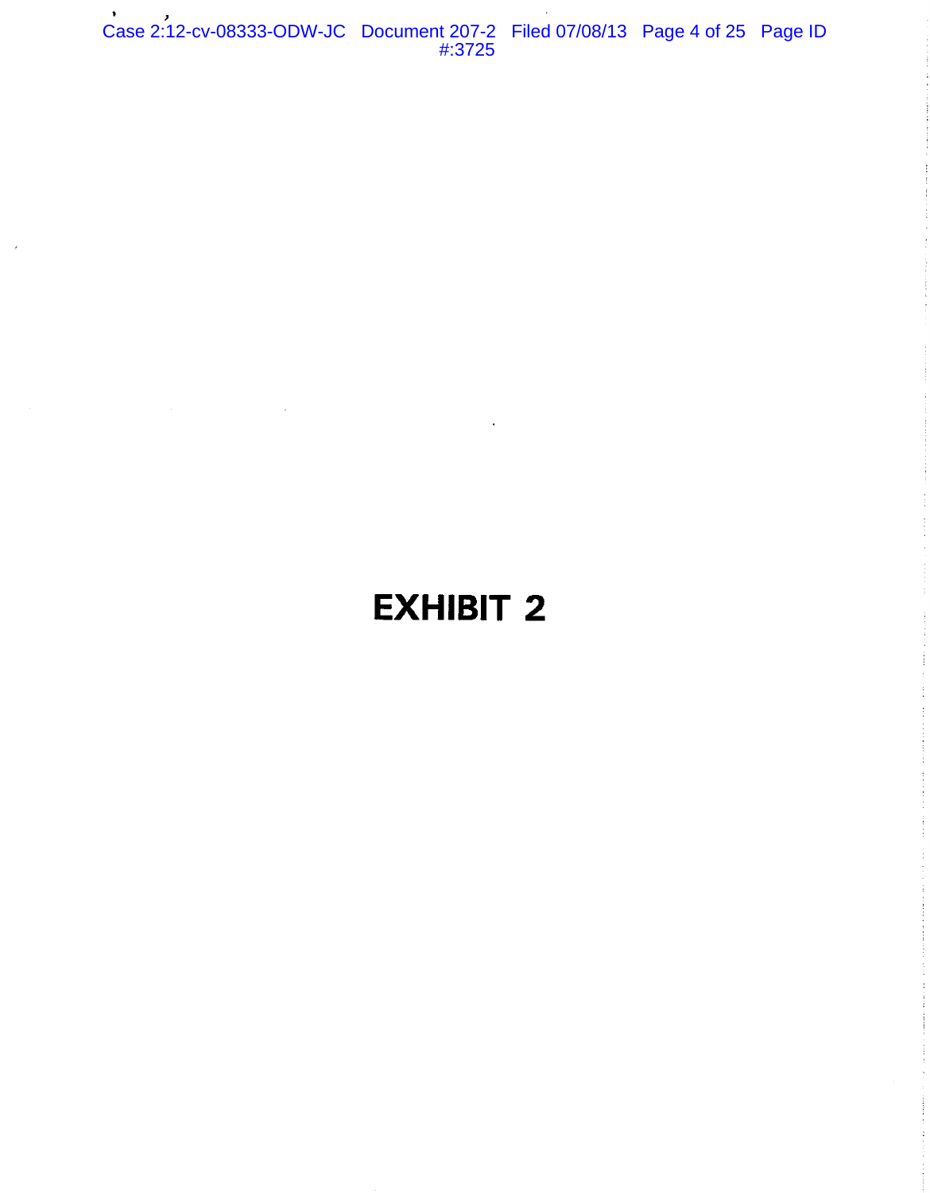# EXHIBIT 2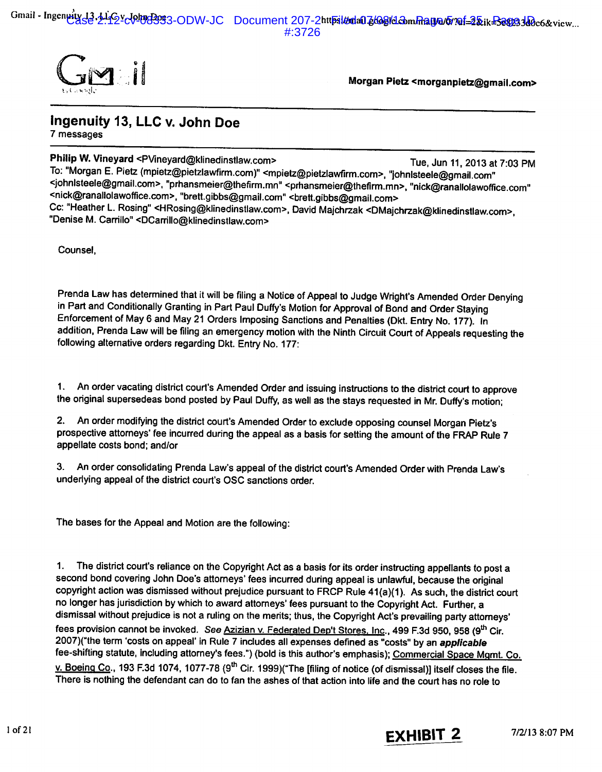Morgan Pietz <morganpietz@gmail.com>

## Ingenuity 13, LLC v. John Doe

7 messages

**Philip W. Vineyard** <PVineyard@klinedinstlaw.com> Tue, Jun 11, 2013 at 7:03 PM
To: "Morgan E. Pietz (mpietz@pietzlawfirm.com)" <mpietz@pietzlawfirm.com>, "johnlsteele@gmail.com" <johnlsteele@gmail.com>, "prhansmeier@thefirm.mn" <prhansmeier@thefirm.mn>, "nick@ranallolawoffice.com" <nick@ranallolawoffice.com>, "brett.gibbs@gmail.com" <brett.gibbs@gmail.com>
Cc: "Heather L. Rosing" <HRosing@klinedinstlaw.com>, David Majchrzak <DMajchrzak@klinedinstlaw.com>, "Denise M. Carrillo" <DCarrillo@klinedinstlaw.com>

Counsel,

Prenda Law has determined that it will be filing a Notice of Appeal to Judge Wright's Amended Order Denying in Part and Conditionally Granting in Part Paul Duffy's Motion for Approval of Bond and Order Staying Enforcement of May 6 and May 21 Orders Imposing Sanctions and Penalties (Dkt. Entry No. 177). In addition, Prenda Law will be filing an emergency motion with the Ninth Circuit Court of Appeals requesting the following alternative orders regarding Dkt. Entry No. 177:

1. An order vacating district court's Amended Order and issuing instructions to the district court to approve the original supersedeas bond posted by Paul Duffy, as well as the stays requested in Mr. Duffy's motion;

2. An order modifying the district court's Amended Order to exclude opposing counsel Morgan Pietz's prospective attorneys' fee incurred during the appeal as a basis for setting the amount of the FRAP Rule 7 appellate costs bond; and/or

3. An order consolidating Prenda Law's appeal of the district court's Amended Order with Prenda Law's underlying appeal of the district court's OSC sanctions order.

The bases for the Appeal and Motion are the following:

1. The district court's reliance on the Copyright Act as a basis for its order instructing appellants to post a second bond covering John Doe's attorneys' fees incurred during appeal is unlawful, because the original copyright action was dismissed without prejudice pursuant to FRCP Rule 41(a)(1). As such, the district court no longer has jurisdiction by which to award attorneys' fees pursuant to the Copyright Act. Further, a dismissal without prejudice is not a ruling on the merits; thus, the Copyright Act's prevailing party attorneys' fees provision cannot be invoked. *See* Azizian v. Federated Dep't Stores, Inc., 499 F.3d 950, 958 (9th Cir. 2007)("the term 'costs on appeal' in Rule 7 includes all expenses defined as "costs" by an ***applicable*** fee-shifting statute, including attorney's fees.") (bold is this author's emphasis); Commercial Space Mgmt. Co. v. Boeing Co., 193 F.3d 1074, 1077-78 (9th Cir. 1999)("The [filing of notice (of dismissal)] itself closes the file. There is nothing the defendant can do to fan the ashes of that action into life and the court has no role to

EXHIBIT 2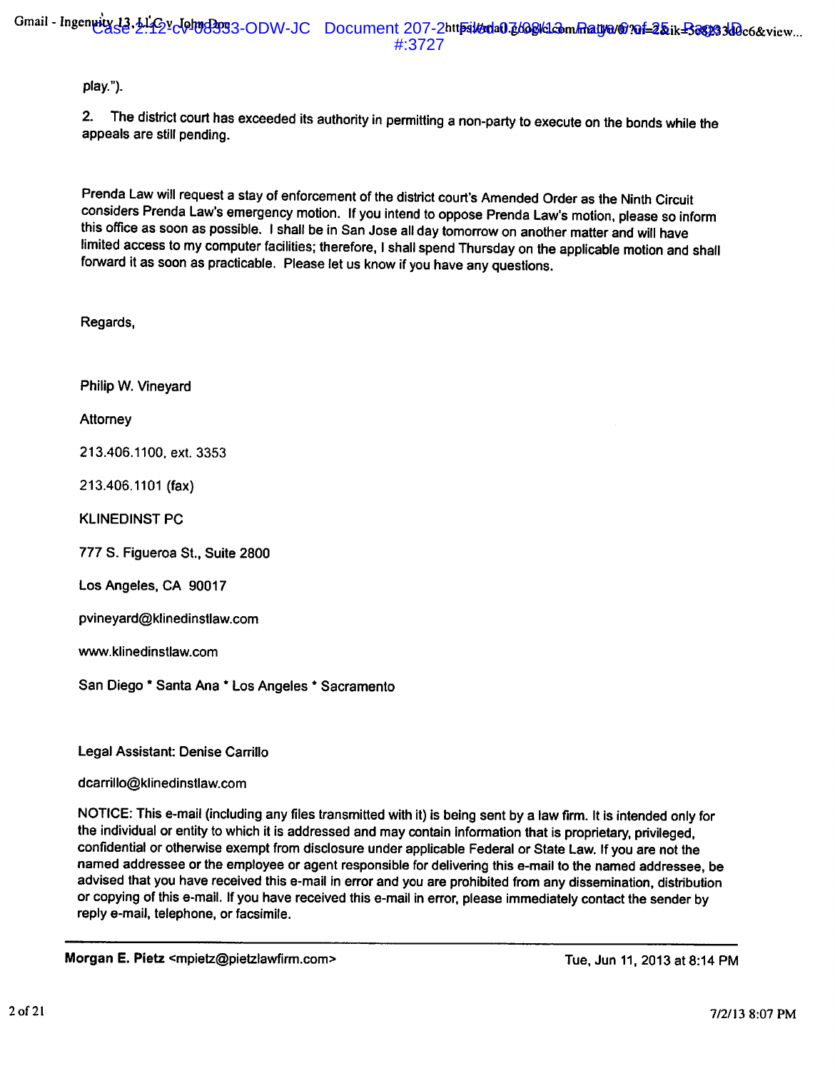play.").

2. The district court has exceeded its authority in permitting a non-party to execute on the bonds while the appeals are still pending.

Prenda Law will request a stay of enforcement of the district court's Amended Order as the Ninth Circuit considers Prenda Law's emergency motion. If you intend to oppose Prenda Law's motion, please so inform this office as soon as possible. I shall be in San Jose all day tomorrow on another matter and will have limited access to my computer facilities; therefore, I shall spend Thursday on the applicable motion and shall forward it as soon as practicable. Please let us know if you have any questions.

Regards,

Philip W. Vineyard

Attorney

213.406.1100, ext. 3353

213.406.1101 (fax)

KLINEDINST PC

777 S. Figueroa St., Suite 2800

Los Angeles, CA 90017

pvineyard@klinedinstlaw.com

www.klinedinstlaw.com

San Diego * Santa Ana * Los Angeles * Sacramento

Legal Assistant: Denise Carrillo

dcarrillo@klinedinstlaw.com

NOTICE: This e-mail (including any files transmitted with it) is being sent by a law firm. It is intended only for the individual or entity to which it is addressed and may contain information that is proprietary, privileged, confidential or otherwise exempt from disclosure under applicable Federal or State Law. If you are not the named addressee or the employee or agent responsible for delivering this e-mail to the named addressee, be advised that you have received this e-mail in error and you are prohibited from any dissemination, distribution or copying of this e-mail. If you have received this e-mail in error, please immediately contact the sender by reply e-mail, telephone, or facsimile.

---

**Morgan E. Pietz** <mpietz@pietzlawfirm.com> Tue, Jun 11, 2013 at 8:14 PM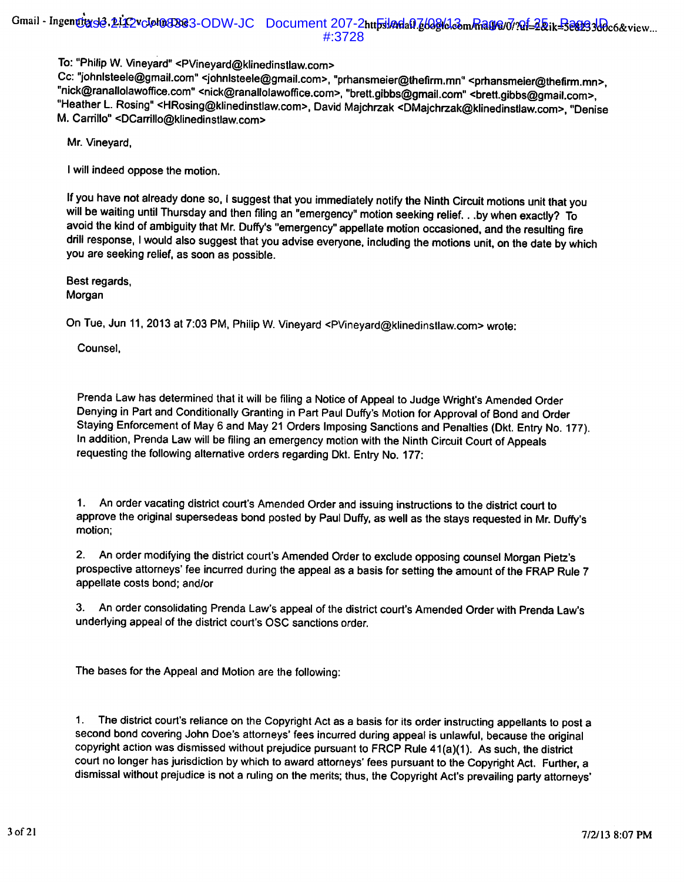To: "Philip W. Vineyard" <PVineyard@klinedinstlaw.com>
Cc: "johnlsteele@gmail.com" <johnlsteele@gmail.com>, "prhansmeier@thefirm.mn" <prhansmeier@thefirm.mn>, "nick@ranallolawoffice.com" <nick@ranallolawoffice.com>, "brett.gibbs@gmail.com" <brett.gibbs@gmail.com>, "Heather L. Rosing" <HRosing@klinedinstlaw.com>, David Majchrzak <DMajchrzak@klinedinstlaw.com>, "Denise M. Carrillo" <DCarrillo@klinedinstlaw.com>

Mr. Vineyard,

I will indeed oppose the motion.

If you have not already done so, I suggest that you immediately notify the Ninth Circuit motions unit that you will be waiting until Thursday and then filing an "emergency" motion seeking relief. . .by when exactly? To avoid the kind of ambiguity that Mr. Duffy's "emergency" appellate motion occasioned, and the resulting fire drill response, I would also suggest that you advise everyone, including the motions unit, on the date by which you are seeking relief, as soon as possible.

Best regards,
Morgan

On Tue, Jun 11, 2013 at 7:03 PM, Philip W. Vineyard <PVineyard@klinedinstlaw.com> wrote:

Counsel,

Prenda Law has determined that it will be filing a Notice of Appeal to Judge Wright's Amended Order Denying in Part and Conditionally Granting in Part Paul Duffy's Motion for Approval of Bond and Order Staying Enforcement of May 6 and May 21 Orders Imposing Sanctions and Penalties (Dkt. Entry No. 177). In addition, Prenda Law will be filing an emergency motion with the Ninth Circuit Court of Appeals requesting the following alternative orders regarding Dkt. Entry No. 177:

1. An order vacating district court's Amended Order and issuing instructions to the district court to approve the original supersedeas bond posted by Paul Duffy, as well as the stays requested in Mr. Duffy's motion;

2. An order modifying the district court's Amended Order to exclude opposing counsel Morgan Pietz's prospective attorneys' fee incurred during the appeal as a basis for setting the amount of the FRAP Rule 7 appellate costs bond; and/or

3. An order consolidating Prenda Law's appeal of the district court's Amended Order with Prenda Law's underlying appeal of the district court's OSC sanctions order.

The bases for the Appeal and Motion are the following:

1. The district court's reliance on the Copyright Act as a basis for its order instructing appellants to post a second bond covering John Doe's attorneys' fees incurred during appeal is unlawful, because the original copyright action was dismissed without prejudice pursuant to FRCP Rule 41(a)(1). As such, the district court no longer has jurisdiction by which to award attorneys' fees pursuant to the Copyright Act. Further, a dismissal without prejudice is not a ruling on the merits; thus, the Copyright Act's prevailing party attorneys'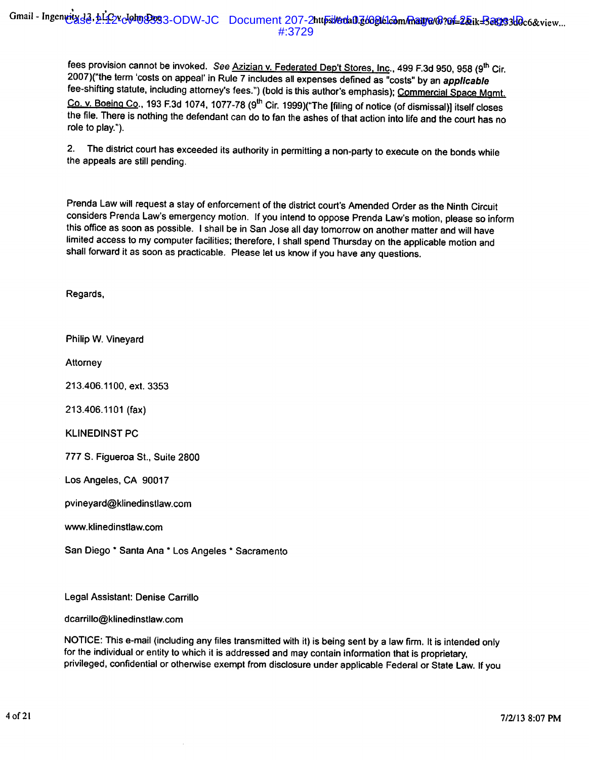fees provision cannot be invoked. *See* Azizian v. Federated Dep't Stores, Inc., 499 F.3d 950, 958 (9th Cir. 2007)("the term 'costs on appeal' in Rule 7 includes all expenses defined as "costs" by an ***applicable*** fee-shifting statute, including attorney's fees.") (bold is this author's emphasis); Commercial Space Mgmt. Co. v. Boeing Co., 193 F.3d 1074, 1077-78 (9th Cir. 1999)("The [filing of notice (of dismissal)] itself closes the file. There is nothing the defendant can do to fan the ashes of that action into life and the court has no role to play.").

2. The district court has exceeded its authority in permitting a non-party to execute on the bonds while the appeals are still pending.

Prenda Law will request a stay of enforcement of the district court's Amended Order as the Ninth Circuit considers Prenda Law's emergency motion. If you intend to oppose Prenda Law's motion, please so inform this office as soon as possible. I shall be in San Jose all day tomorrow on another matter and will have limited access to my computer facilities; therefore, I shall spend Thursday on the applicable motion and shall forward it as soon as practicable. Please let us know if you have any questions.

Regards,

Philip W. Vineyard

Attorney

213.406.1100, ext. 3353

213.406.1101 (fax)

KLINEDINST PC

777 S. Figueroa St., Suite 2800

Los Angeles, CA 90017

pvineyard@klinedinstlaw.com

www.klinedinstlaw.com

San Diego * Santa Ana * Los Angeles * Sacramento

Legal Assistant: Denise Carrillo

dcarrillo@klinedinstlaw.com

NOTICE: This e-mail (including any files transmitted with it) is being sent by a law firm. It is intended only for the individual or entity to which it is addressed and may contain information that is proprietary, privileged, confidential or otherwise exempt from disclosure under applicable Federal or State Law. If you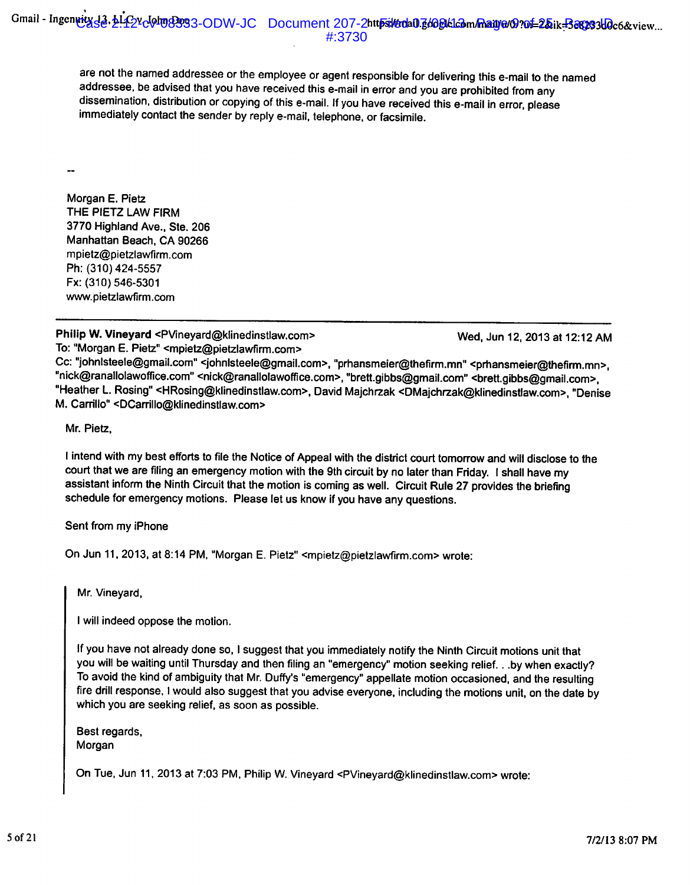are not the named addressee or the employee or agent responsible for delivering this e-mail to the named addressee, be advised that you have received this e-mail in error and you are prohibited from any dissemination, distribution or copying of this e-mail. If you have received this e-mail in error, please immediately contact the sender by reply e-mail, telephone, or facsimile.

--

Morgan E. Pietz
THE PIETZ LAW FIRM
3770 Highland Ave., Ste. 206
Manhattan Beach, CA 90266
mpietz@pietzlawfirm.com
Ph: (310) 424-5557
Fx: (310) 546-5301
www.pietzlawfirm.com

---

**Philip W. Vineyard** <PVineyard@klinedinstlaw.com> — Wed, Jun 12, 2013 at 12:12 AM
To: "Morgan E. Pietz" <mpietz@pietzlawfirm.com>
Cc: "johnlsteele@gmail.com" <johnlsteele@gmail.com>, "prhansmeier@thefirm.mn" <prhansmeier@thefirm.mn>, "nick@ranallolawoffice.com" <nick@ranallolawoffice.com>, "brett.gibbs@gmail.com" <brett.gibbs@gmail.com>, "Heather L. Rosing" <HRosing@klinedinstlaw.com>, David Majchrzak <DMajchrzak@klinedinstlaw.com>, "Denise M. Carrillo" <DCarrillo@klinedinstlaw.com>

Mr. Pietz,

I intend with my best efforts to file the Notice of Appeal with the district court tomorrow and will disclose to the court that we are filing an emergency motion with the 9th circuit by no later than Friday. I shall have my assistant inform the Ninth Circuit that the motion is coming as well. Circuit Rule 27 provides the briefing schedule for emergency motions. Please let us know if you have any questions.

Sent from my iPhone

On Jun 11, 2013, at 8:14 PM, "Morgan E. Pietz" <mpietz@pietzlawfirm.com> wrote:

> Mr. Vineyard,
>
> I will indeed oppose the motion.
>
> If you have not already done so, I suggest that you immediately notify the Ninth Circuit motions unit that you will be waiting until Thursday and then filing an "emergency" motion seeking relief. . .by when exactly? To avoid the kind of ambiguity that Mr. Duffy's "emergency" appellate motion occasioned, and the resulting fire drill response, I would also suggest that you advise everyone, including the motions unit, on the date by which you are seeking relief, as soon as possible.
>
> Best regards,
> Morgan
>
> On Tue, Jun 11, 2013 at 7:03 PM, Philip W. Vineyard <PVineyard@klinedinstlaw.com> wrote: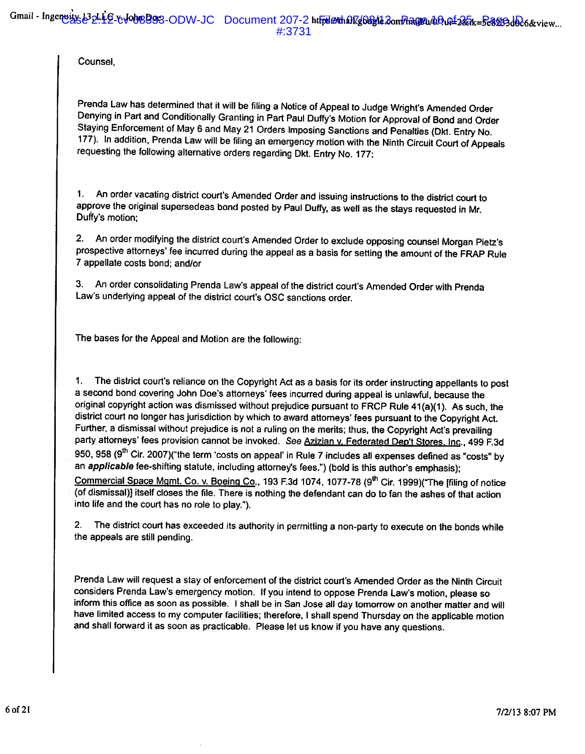Counsel,

Prenda Law has determined that it will be filing a Notice of Appeal to Judge Wright's Amended Order Denying in Part and Conditionally Granting in Part Paul Duffy's Motion for Approval of Bond and Order Staying Enforcement of May 6 and May 21 Orders Imposing Sanctions and Penalties (Dkt. Entry No. 177). In addition, Prenda Law will be filing an emergency motion with the Ninth Circuit Court of Appeals requesting the following alternative orders regarding Dkt. Entry No. 177:

1. An order vacating district court's Amended Order and issuing instructions to the district court to approve the original supersedeas bond posted by Paul Duffy, as well as the stays requested in Mr. Duffy's motion;

2. An order modifying the district court's Amended Order to exclude opposing counsel Morgan Pietz's prospective attorneys' fee incurred during the appeal as a basis for setting the amount of the FRAP Rule 7 appellate costs bond; and/or

3. An order consolidating Prenda Law's appeal of the district court's Amended Order with Prenda Law's underlying appeal of the district court's OSC sanctions order.

The bases for the Appeal and Motion are the following:

1. The district court's reliance on the Copyright Act as a basis for its order instructing appellants to post a second bond covering John Doe's attorneys' fees incurred during appeal is unlawful, because the original copyright action was dismissed without prejudice pursuant to FRCP Rule 41(a)(1). As such, the district court no longer has jurisdiction by which to award attorneys' fees pursuant to the Copyright Act. Further, a dismissal without prejudice is not a ruling on the merits; thus, the Copyright Act's prevailing party attorneys' fees provision cannot be invoked. *See* Azizian v. Federated Dep't Stores, Inc., 499 F.3d 950, 958 (9th Cir. 2007)("the term 'costs on appeal' in Rule 7 includes all expenses defined as "costs" by an ***applicable*** fee-shifting statute, including attorney's fees.") (bold is this author's emphasis); Commercial Space Mgmt. Co. v. Boeing Co., 193 F.3d 1074, 1077-78 (9th Cir. 1999)("The [filing of notice (of dismissal)] itself closes the file. There is nothing the defendant can do to fan the ashes of that action into life and the court has no role to play.").

2. The district court has exceeded its authority in permitting a non-party to execute on the bonds while the appeals are still pending.

Prenda Law will request a stay of enforcement of the district court's Amended Order as the Ninth Circuit considers Prenda Law's emergency motion. If you intend to oppose Prenda Law's motion, please so inform this office as soon as possible. I shall be in San Jose all day tomorrow on another matter and will have limited access to my computer facilities; therefore, I shall spend Thursday on the applicable motion and shall forward it as soon as practicable. Please let us know if you have any questions.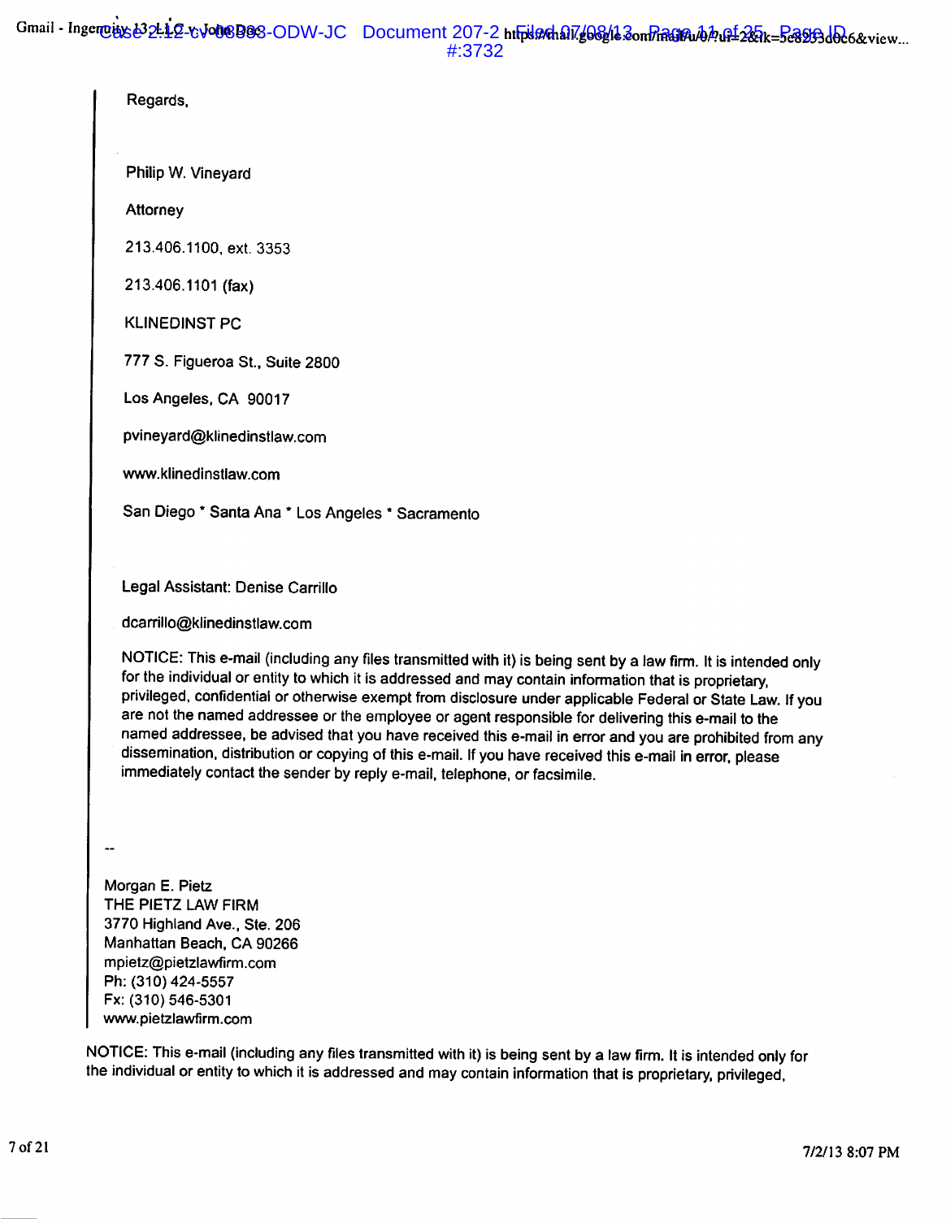Regards,

Philip W. Vineyard

Attorney

213.406.1100, ext. 3353

213.406.1101 (fax)

KLINEDINST PC

777 S. Figueroa St., Suite 2800

Los Angeles, CA 90017

pvineyard@klinedinstlaw.com

www.klinedinstlaw.com

San Diego * Santa Ana * Los Angeles * Sacramento

Legal Assistant: Denise Carrillo

dcarrillo@klinedinstlaw.com

NOTICE: This e-mail (including any files transmitted with it) is being sent by a law firm. It is intended only for the individual or entity to which it is addressed and may contain information that is proprietary, privileged, confidential or otherwise exempt from disclosure under applicable Federal or State Law. If you are not the named addressee or the employee or agent responsible for delivering this e-mail to the named addressee, be advised that you have received this e-mail in error and you are prohibited from any dissemination, distribution or copying of this e-mail. If you have received this e-mail in error, please immediately contact the sender by reply e-mail, telephone, or facsimile.

--

Morgan E. Pietz
THE PIETZ LAW FIRM
3770 Highland Ave., Ste. 206
Manhattan Beach, CA 90266
mpietz@pietzlawfirm.com
Ph: (310) 424-5557
Fx: (310) 546-5301
www.pietzlawfirm.com

NOTICE: This e-mail (including any files transmitted with it) is being sent by a law firm. It is intended only for the individual or entity to which it is addressed and may contain information that is proprietary, privileged,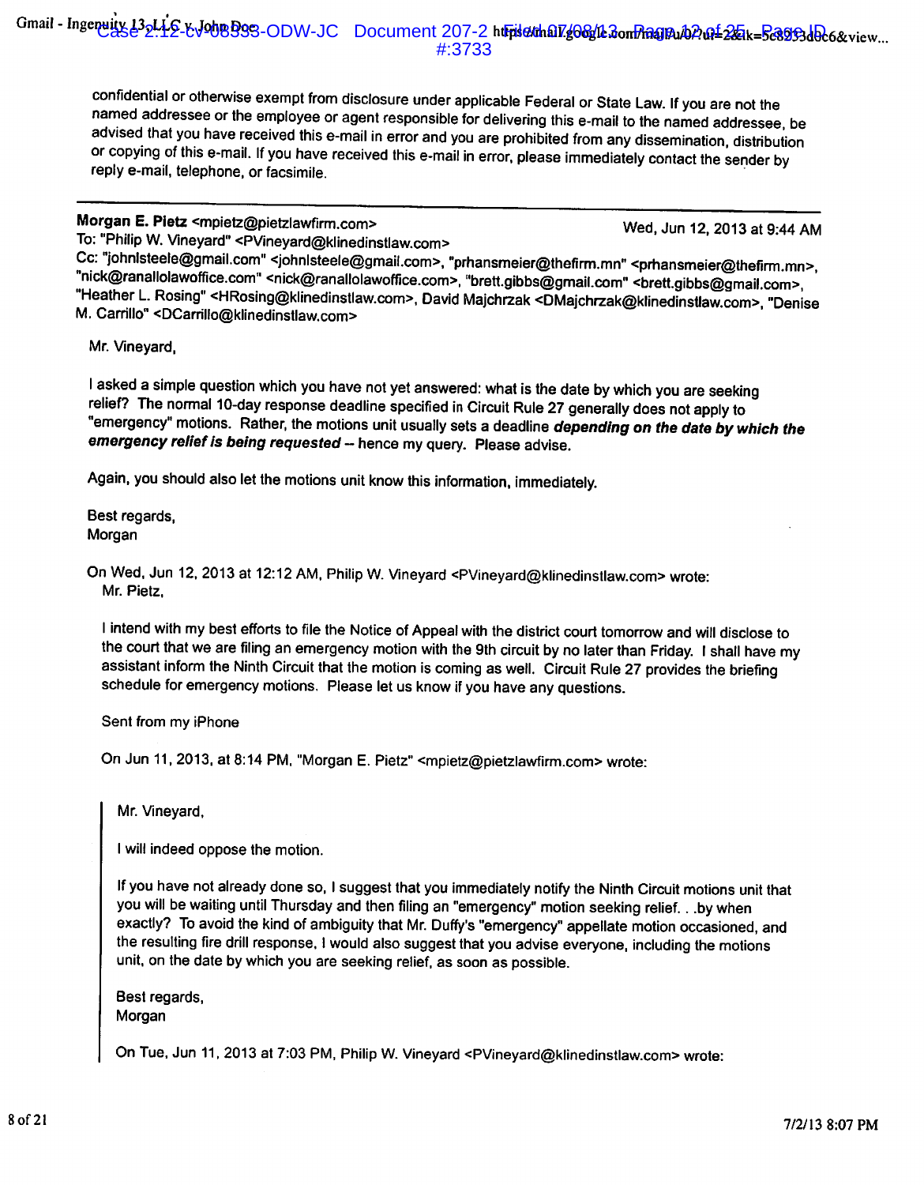confidential or otherwise exempt from disclosure under applicable Federal or State Law. If you are not the named addressee or the employee or agent responsible for delivering this e-mail to the named addressee, be advised that you have received this e-mail in error and you are prohibited from any dissemination, distribution or copying of this e-mail. If you have received this e-mail in error, please immediately contact the sender by reply e-mail, telephone, or facsimile.

---

**Morgan E. Pietz** <mpietz@pietzlawfirm.com> Wed, Jun 12, 2013 at 9:44 AM
To: "Philip W. Vineyard" <PVineyard@klinedinstlaw.com>
Cc: "johnlsteele@gmail.com" <johnlsteele@gmail.com>, "prhansmeier@thefirm.mn" <prhansmeier@thefirm.mn>, "nick@ranallolawoffice.com" <nick@ranallolawoffice.com>, "brett.gibbs@gmail.com" <brett.gibbs@gmail.com>, "Heather L. Rosing" <HRosing@klinedinstlaw.com>, David Majchrzak <DMajchrzak@klinedinstlaw.com>, "Denise M. Carrillo" <DCarrillo@klinedinstlaw.com>

Mr. Vineyard,

I asked a simple question which you have not yet answered: what is the date by which you are seeking relief? The normal 10-day response deadline specified in Circuit Rule 27 generally does not apply to "emergency" motions. Rather, the motions unit usually sets a deadline ***depending on the date by which the emergency relief is being requested*** -- hence my query. Please advise.

Again, you should also let the motions unit know this information, immediately.

Best regards,
Morgan

On Wed, Jun 12, 2013 at 12:12 AM, Philip W. Vineyard <PVineyard@klinedinstlaw.com> wrote:
Mr. Pietz,

I intend with my best efforts to file the Notice of Appeal with the district court tomorrow and will disclose to the court that we are filing an emergency motion with the 9th circuit by no later than Friday. I shall have my assistant inform the Ninth Circuit that the motion is coming as well. Circuit Rule 27 provides the briefing schedule for emergency motions. Please let us know if you have any questions.

Sent from my iPhone

On Jun 11, 2013, at 8:14 PM, "Morgan E. Pietz" <mpietz@pietzlawfirm.com> wrote:

> Mr. Vineyard,
>
> I will indeed oppose the motion.
>
> If you have not already done so, I suggest that you immediately notify the Ninth Circuit motions unit that you will be waiting until Thursday and then filing an "emergency" motion seeking relief. . .by when exactly? To avoid the kind of ambiguity that Mr. Duffy's "emergency" appellate motion occasioned, and the resulting fire drill response, I would also suggest that you advise everyone, including the motions unit, on the date by which you are seeking relief, as soon as possible.
>
> Best regards,
> Morgan
>
> On Tue, Jun 11, 2013 at 7:03 PM, Philip W. Vineyard <PVineyard@klinedinstlaw.com> wrote: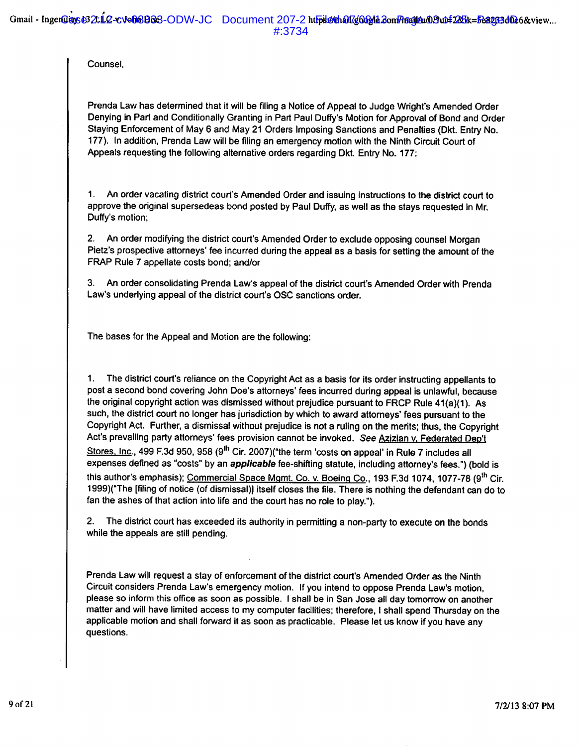Counsel,

Prenda Law has determined that it will be filing a Notice of Appeal to Judge Wright's Amended Order Denying in Part and Conditionally Granting in Part Paul Duffy's Motion for Approval of Bond and Order Staying Enforcement of May 6 and May 21 Orders Imposing Sanctions and Penalties (Dkt. Entry No. 177). In addition, Prenda Law will be filing an emergency motion with the Ninth Circuit Court of Appeals requesting the following alternative orders regarding Dkt. Entry No. 177:

1. An order vacating district court's Amended Order and issuing instructions to the district court to approve the original supersedeas bond posted by Paul Duffy, as well as the stays requested in Mr. Duffy's motion;

2. An order modifying the district court's Amended Order to exclude opposing counsel Morgan Pietz's prospective attorneys' fee incurred during the appeal as a basis for setting the amount of the FRAP Rule 7 appellate costs bond; and/or

3. An order consolidating Prenda Law's appeal of the district court's Amended Order with Prenda Law's underlying appeal of the district court's OSC sanctions order.

The bases for the Appeal and Motion are the following:

1. The district court's reliance on the Copyright Act as a basis for its order instructing appellants to post a second bond covering John Doe's attorneys' fees incurred during appeal is unlawful, because the original copyright action was dismissed without prejudice pursuant to FRCP Rule 41(a)(1). As such, the district court no longer has jurisdiction by which to award attorneys' fees pursuant to the Copyright Act. Further, a dismissal without prejudice is not a ruling on the merits; thus, the Copyright Act's prevailing party attorneys' fees provision cannot be invoked. *See* Azizian v. Federated Dep't Stores, Inc., 499 F.3d 950, 958 (9th Cir. 2007)("the term 'costs on appeal' in Rule 7 includes all expenses defined as "costs" by an ***applicable*** fee-shifting statute, including attorney's fees.") (bold is this author's emphasis); Commercial Space Mgmt. Co. v. Boeing Co., 193 F.3d 1074, 1077-78 (9th Cir. 1999)("The [filing of notice (of dismissal)] itself closes the file. There is nothing the defendant can do to fan the ashes of that action into life and the court has no role to play.").

2. The district court has exceeded its authority in permitting a non-party to execute on the bonds while the appeals are still pending.

Prenda Law will request a stay of enforcement of the district court's Amended Order as the Ninth Circuit considers Prenda Law's emergency motion. If you intend to oppose Prenda Law's motion, please so inform this office as soon as possible. I shall be in San Jose all day tomorrow on another matter and will have limited access to my computer facilities; therefore, I shall spend Thursday on the applicable motion and shall forward it as soon as practicable. Please let us know if you have any questions.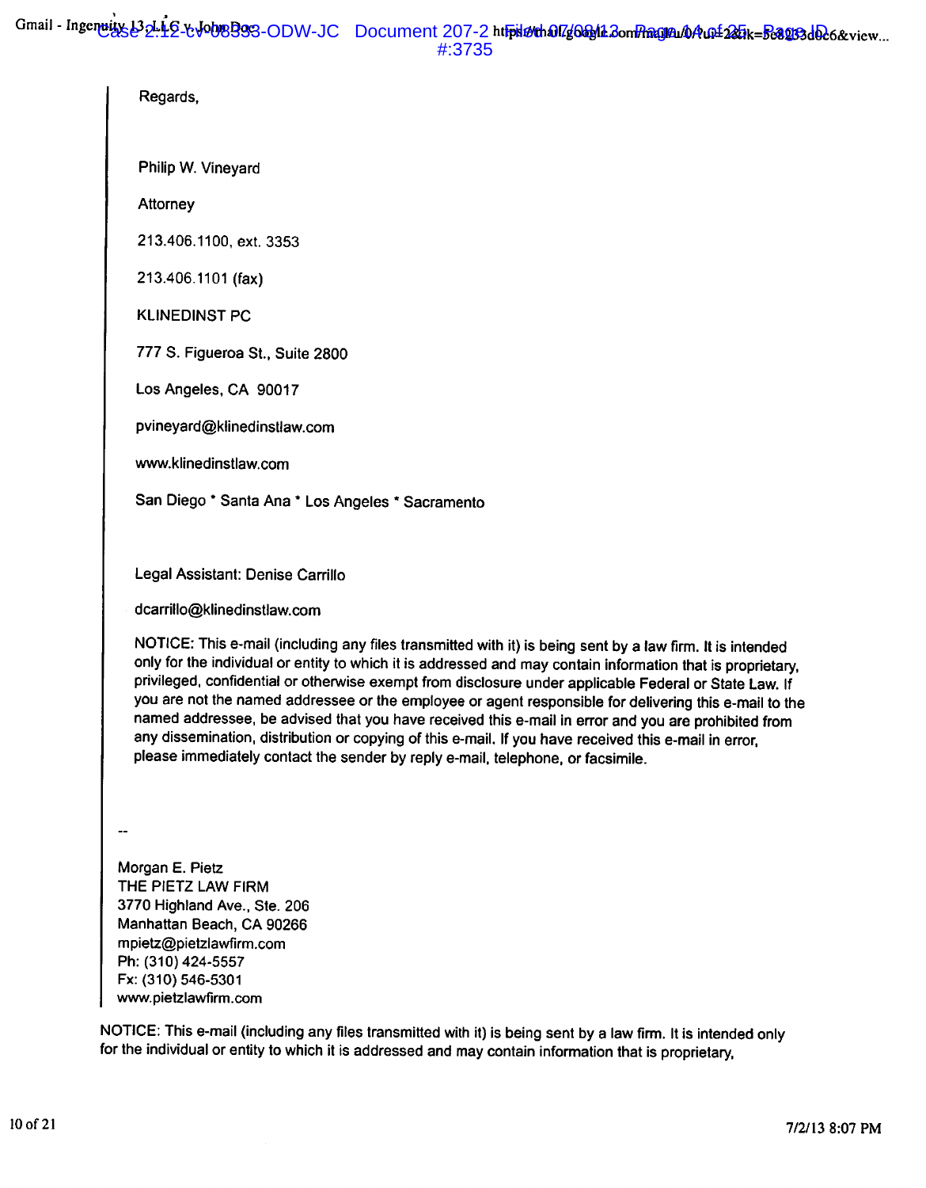Regards,

Philip W. Vineyard

Attorney

213.406.1100, ext. 3353

213.406.1101 (fax)

KLINEDINST PC

777 S. Figueroa St., Suite 2800

Los Angeles, CA 90017

pvineyard@klinedinstlaw.com

www.klinedinstlaw.com

San Diego * Santa Ana * Los Angeles * Sacramento

Legal Assistant: Denise Carrillo

dcarrillo@klinedinstlaw.com

NOTICE: This e-mail (including any files transmitted with it) is being sent by a law firm. It is intended only for the individual or entity to which it is addressed and may contain information that is proprietary, privileged, confidential or otherwise exempt from disclosure under applicable Federal or State Law. If you are not the named addressee or the employee or agent responsible for delivering this e-mail to the named addressee, be advised that you have received this e-mail in error and you are prohibited from any dissemination, distribution or copying of this e-mail. If you have received this e-mail in error, please immediately contact the sender by reply e-mail, telephone, or facsimile.

--

Morgan E. Pietz
THE PIETZ LAW FIRM
3770 Highland Ave., Ste. 206
Manhattan Beach, CA 90266
mpietz@pietzlawfirm.com
Ph: (310) 424-5557
Fx: (310) 546-5301
www.pietzlawfirm.com

NOTICE: This e-mail (including any files transmitted with it) is being sent by a law firm. It is intended only for the individual or entity to which it is addressed and may contain information that is proprietary,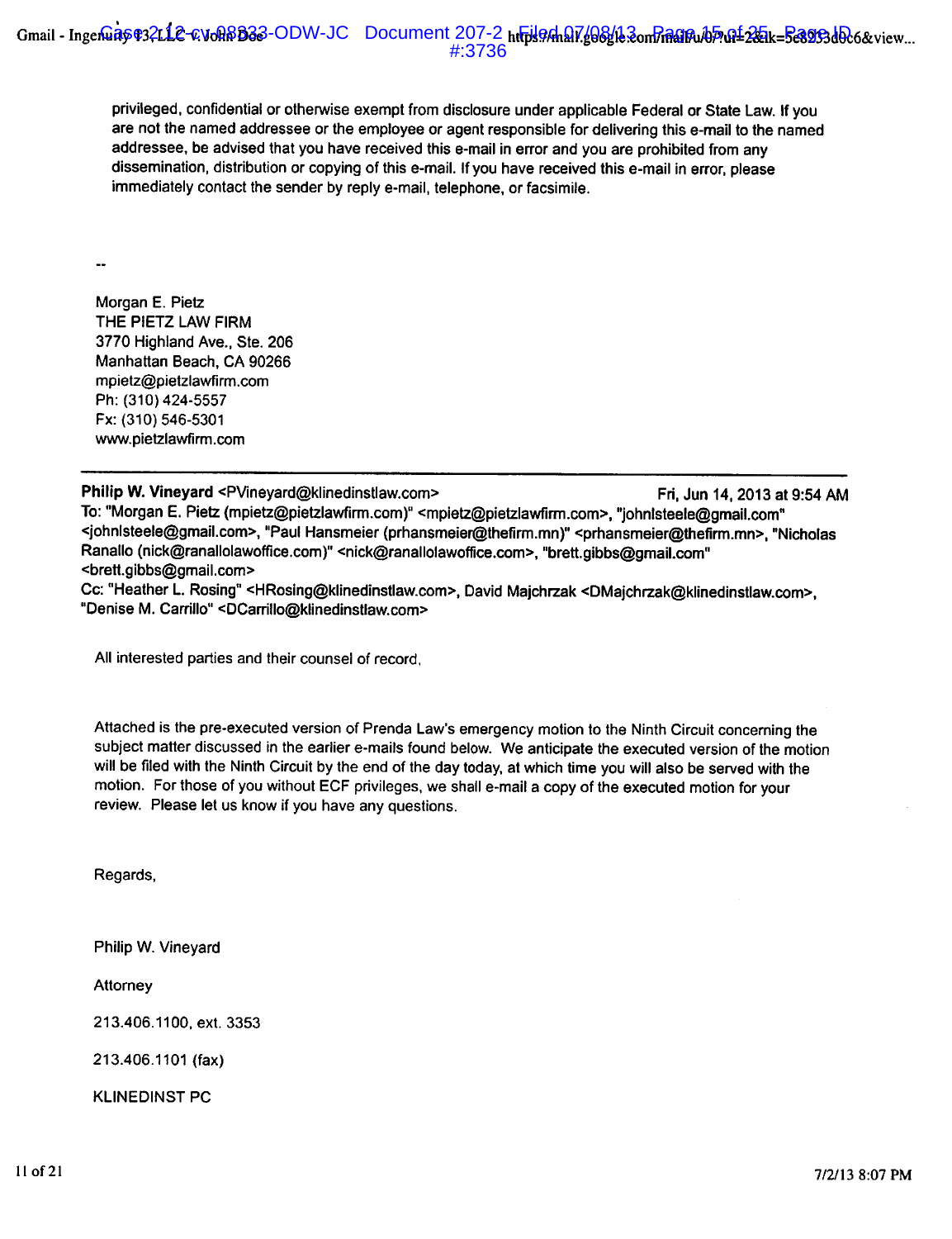privileged, confidential or otherwise exempt from disclosure under applicable Federal or State Law. If you are not the named addressee or the employee or agent responsible for delivering this e-mail to the named addressee, be advised that you have received this e-mail in error and you are prohibited from any dissemination, distribution or copying of this e-mail. If you have received this e-mail in error, please immediately contact the sender by reply e-mail, telephone, or facsimile.

--

Morgan E. Pietz
THE PIETZ LAW FIRM
3770 Highland Ave., Ste. 206
Manhattan Beach, CA 90266
mpietz@pietzlawfirm.com
Ph: (310) 424-5557
Fx: (310) 546-5301
www.pietzlawfirm.com

---

**Philip W. Vineyard** <PVineyard@klinedinstlaw.com> — **Fri, Jun 14, 2013 at 9:54 AM**
To: "Morgan E. Pietz (mpietz@pietzlawfirm.com)" <mpietz@pietzlawfirm.com>, "johnlsteele@gmail.com" <johnlsteele@gmail.com>, "Paul Hansmeier (prhansmeier@thefirm.mn)" <prhansmeier@thefirm.mn>, "Nicholas Ranallo (nick@ranallolawoffice.com)" <nick@ranallolawoffice.com>, "brett.gibbs@gmail.com" <brett.gibbs@gmail.com>
Cc: "Heather L. Rosing" <HRosing@klinedinstlaw.com>, David Majchrzak <DMajchrzak@klinedinstlaw.com>, "Denise M. Carrillo" <DCarrillo@klinedinstlaw.com>

All interested parties and their counsel of record,

Attached is the pre-executed version of Prenda Law's emergency motion to the Ninth Circuit concerning the subject matter discussed in the earlier e-mails found below. We anticipate the executed version of the motion will be filed with the Ninth Circuit by the end of the day today, at which time you will also be served with the motion. For those of you without ECF privileges, we shall e-mail a copy of the executed motion for your review. Please let us know if you have any questions.

Regards,

Philip W. Vineyard

Attorney

213.406.1100, ext. 3353

213.406.1101 (fax)

KLINEDINST PC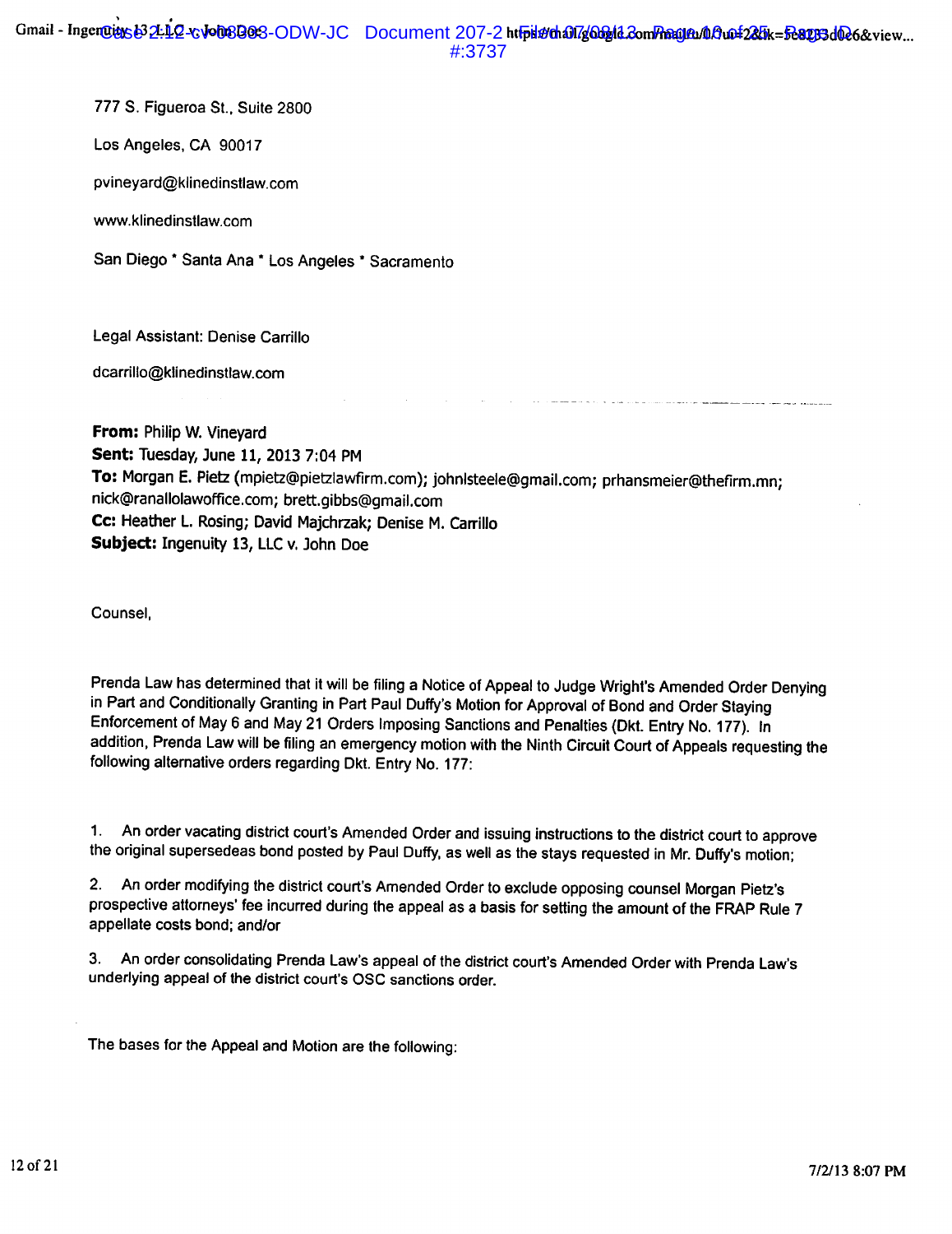777 S. Figueroa St., Suite 2800

Los Angeles, CA 90017

pvineyard@klinedinstlaw.com

www.klinedinstlaw.com

San Diego * Santa Ana * Los Angeles * Sacramento

Legal Assistant: Denise Carrillo

dcarrillo@klinedinstlaw.com

---

**From:** Philip W. Vineyard
**Sent:** Tuesday, June 11, 2013 7:04 PM
**To:** Morgan E. Pietz (mpietz@pietzlawfirm.com); johnlsteele@gmail.com; prhansmeier@thefirm.mn; nick@ranallolawoffice.com; brett.gibbs@gmail.com
**Cc:** Heather L. Rosing; David Majchrzak; Denise M. Carrillo
**Subject:** Ingenuity 13, LLC v. John Doe

Counsel,

Prenda Law has determined that it will be filing a Notice of Appeal to Judge Wright's Amended Order Denying in Part and Conditionally Granting in Part Paul Duffy's Motion for Approval of Bond and Order Staying Enforcement of May 6 and May 21 Orders Imposing Sanctions and Penalties (Dkt. Entry No. 177). In addition, Prenda Law will be filing an emergency motion with the Ninth Circuit Court of Appeals requesting the following alternative orders regarding Dkt. Entry No. 177:

1. An order vacating district court's Amended Order and issuing instructions to the district court to approve the original supersedeas bond posted by Paul Duffy, as well as the stays requested in Mr. Duffy's motion;

2. An order modifying the district court's Amended Order to exclude opposing counsel Morgan Pietz's prospective attorneys' fee incurred during the appeal as a basis for setting the amount of the FRAP Rule 7 appellate costs bond; and/or

3. An order consolidating Prenda Law's appeal of the district court's Amended Order with Prenda Law's underlying appeal of the district court's OSC sanctions order.

The bases for the Appeal and Motion are the following: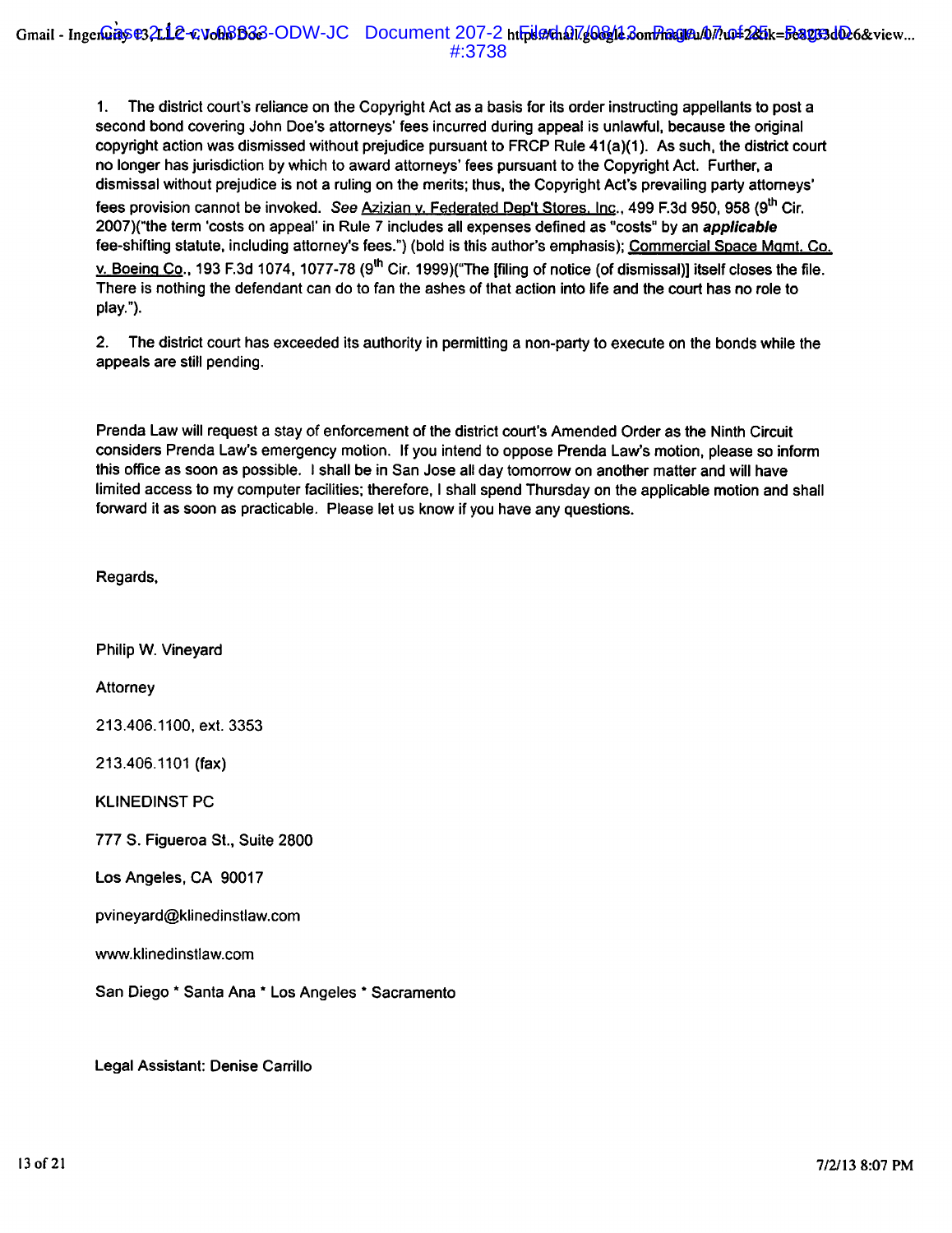1. The district court's reliance on the Copyright Act as a basis for its order instructing appellants to post a second bond covering John Doe's attorneys' fees incurred during appeal is unlawful, because the original copyright action was dismissed without prejudice pursuant to FRCP Rule 41(a)(1). As such, the district court no longer has jurisdiction by which to award attorneys' fees pursuant to the Copyright Act. Further, a dismissal without prejudice is not a ruling on the merits; thus, the Copyright Act's prevailing party attorneys' fees provision cannot be invoked. *See* Azizian v. Federated Dep't Stores, Inc., 499 F.3d 950, 958 (9th Cir. 2007)("the term 'costs on appeal' in Rule 7 includes all expenses defined as "costs" by an ***applicable*** fee-shifting statute, including attorney's fees.") (bold is this author's emphasis); Commercial Space Mgmt. Co. v. Boeing Co., 193 F.3d 1074, 1077-78 (9th Cir. 1999)("The [filing of notice (of dismissal)] itself closes the file. There is nothing the defendant can do to fan the ashes of that action into life and the court has no role to play.").

2. The district court has exceeded its authority in permitting a non-party to execute on the bonds while the appeals are still pending.

Prenda Law will request a stay of enforcement of the district court's Amended Order as the Ninth Circuit considers Prenda Law's emergency motion. If you intend to oppose Prenda Law's motion, please so inform this office as soon as possible. I shall be in San Jose all day tomorrow on another matter and will have limited access to my computer facilities; therefore, I shall spend Thursday on the applicable motion and shall forward it as soon as practicable. Please let us know if you have any questions.

Regards,

Philip W. Vineyard

Attorney

213.406.1100, ext. 3353

213.406.1101 (fax)

KLINEDINST PC

777 S. Figueroa St., Suite 2800

Los Angeles, CA 90017

pvineyard@klinedinstlaw.com

www.klinedinstlaw.com

San Diego * Santa Ana * Los Angeles * Sacramento

Legal Assistant: Denise Carrillo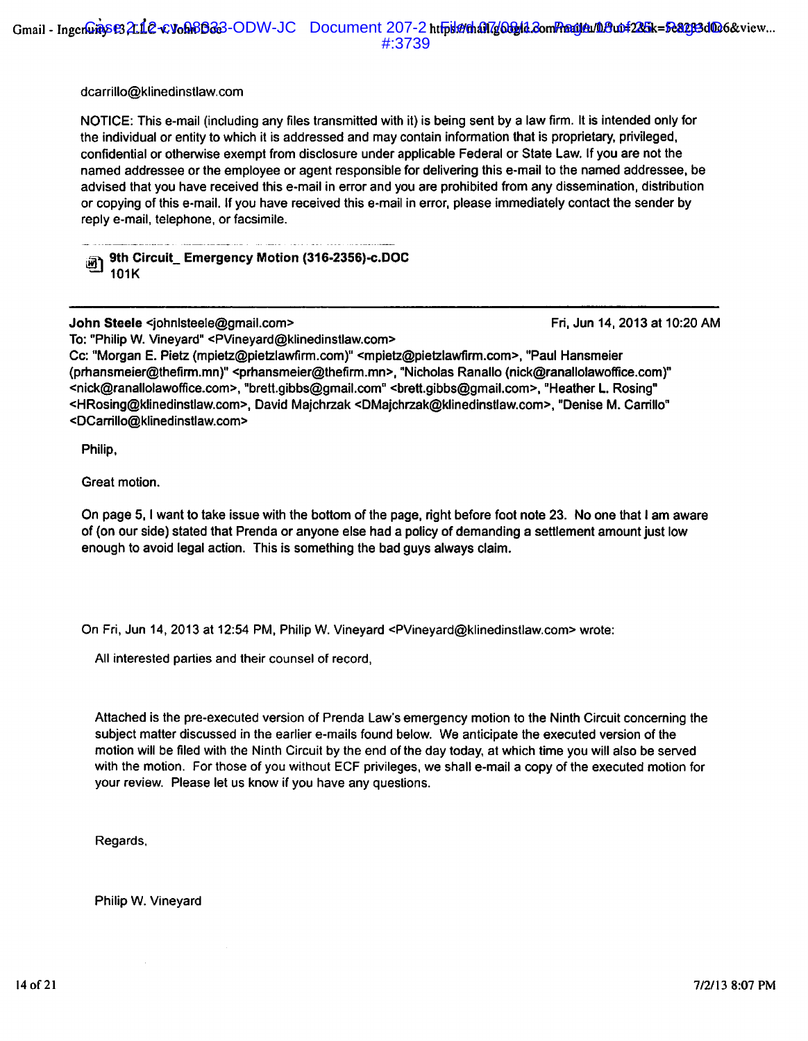dcarrillo@klinedinstlaw.com

NOTICE: This e-mail (including any files transmitted with it) is being sent by a law firm. It is intended only for the individual or entity to which it is addressed and may contain information that is proprietary, privileged, confidential or otherwise exempt from disclosure under applicable Federal or State Law. If you are not the named addressee or the employee or agent responsible for delivering this e-mail to the named addressee, be advised that you have received this e-mail in error and you are prohibited from any dissemination, distribution or copying of this e-mail. If you have received this e-mail in error, please immediately contact the sender by reply e-mail, telephone, or facsimile.

**9th Circuit_ Emergency Motion (316-2356)-c.DOC**
101K

---

**John Steele** <johnlsteele@gmail.com> Fri, Jun 14, 2013 at 10:20 AM
To: "Philip W. Vineyard" <PVineyard@klinedinstlaw.com>
Cc: "Morgan E. Pietz (mpietz@pietzlawfirm.com)" <mpietz@pietzlawfirm.com>, "Paul Hansmeier (prhansmeier@thefirm.mn)" <prhansmeier@thefirm.mn>, "Nicholas Ranallo (nick@ranallolawoffice.com)" <nick@ranallolawoffice.com>, "brett.gibbs@gmail.com" <brett.gibbs@gmail.com>, "Heather L. Rosing" <HRosing@klinedinstlaw.com>, David Majchrzak <DMajchrzak@klinedinstlaw.com>, "Denise M. Carrillo" <DCarrillo@klinedinstlaw.com>

Philip,

Great motion.

On page 5, I want to take issue with the bottom of the page, right before foot note 23. No one that I am aware of (on our side) stated that Prenda or anyone else had a policy of demanding a settlement amount just low enough to avoid legal action. This is something the bad guys always claim.

On Fri, Jun 14, 2013 at 12:54 PM, Philip W. Vineyard <PVineyard@klinedinstlaw.com> wrote:

All interested parties and their counsel of record,

Attached is the pre-executed version of Prenda Law's emergency motion to the Ninth Circuit concerning the subject matter discussed in the earlier e-mails found below. We anticipate the executed version of the motion will be filed with the Ninth Circuit by the end of the day today, at which time you will also be served with the motion. For those of you without ECF privileges, we shall e-mail a copy of the executed motion for your review. Please let us know if you have any questions.

Regards,

Philip W. Vineyard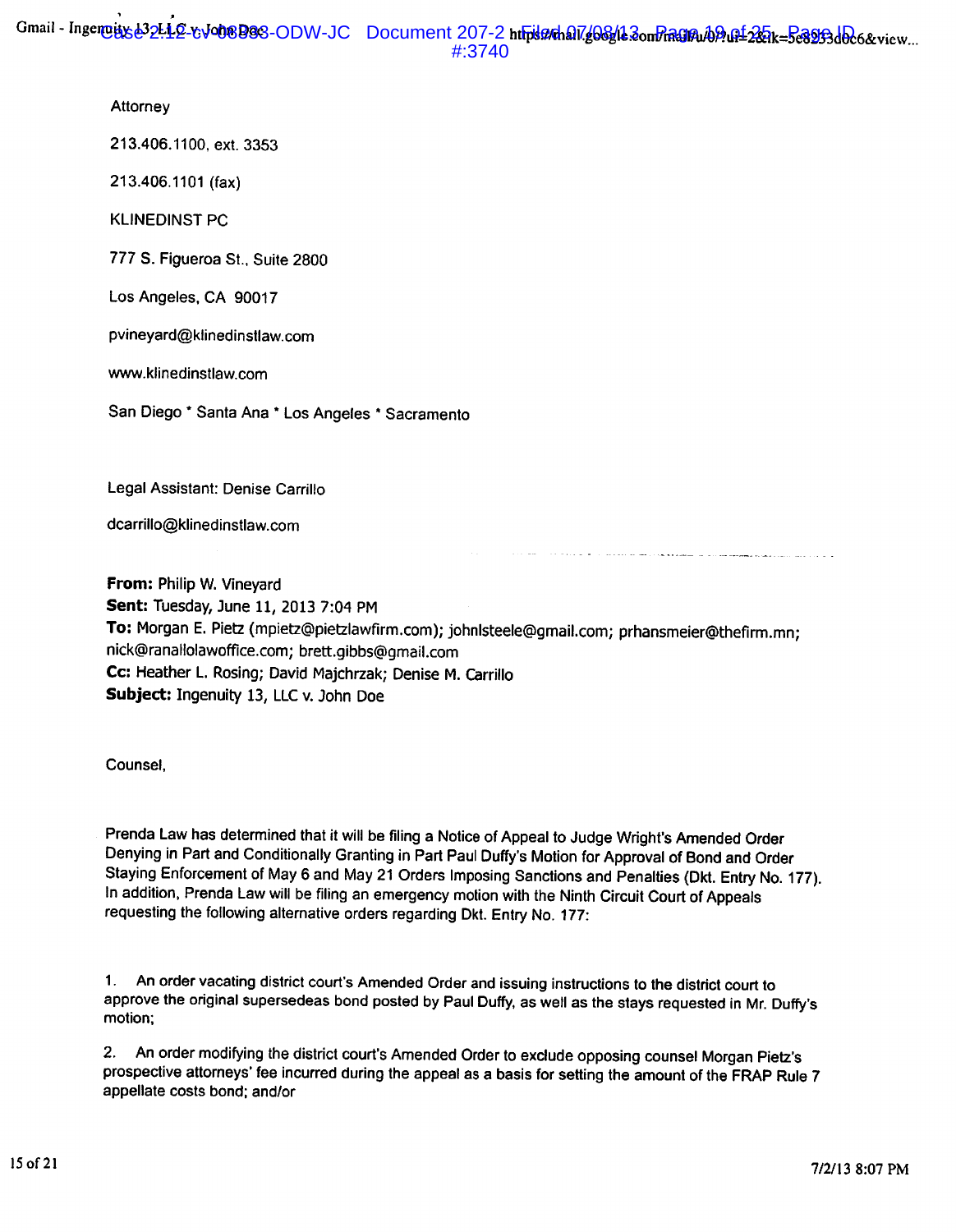Attorney

213.406.1100, ext. 3353

213.406.1101 (fax)

KLINEDINST PC

777 S. Figueroa St., Suite 2800

Los Angeles, CA 90017

pvineyard@klinedinstlaw.com

www.klinedinstlaw.com

San Diego * Santa Ana * Los Angeles * Sacramento

Legal Assistant: Denise Carrillo

dcarrillo@klinedinstlaw.com

**From:** Philip W. Vineyard
**Sent:** Tuesday, June 11, 2013 7:04 PM
**To:** Morgan E. Pietz (mpietz@pietzlawfirm.com); johnlsteele@gmail.com; prhansmeier@thefirm.mn; nick@ranallolawoffice.com; brett.gibbs@gmail.com
**Cc:** Heather L. Rosing; David Majchrzak; Denise M. Carrillo
**Subject:** Ingenuity 13, LLC v. John Doe

Counsel,

Prenda Law has determined that it will be filing a Notice of Appeal to Judge Wright's Amended Order Denying in Part and Conditionally Granting in Part Paul Duffy's Motion for Approval of Bond and Order Staying Enforcement of May 6 and May 21 Orders Imposing Sanctions and Penalties (Dkt. Entry No. 177). In addition, Prenda Law will be filing an emergency motion with the Ninth Circuit Court of Appeals requesting the following alternative orders regarding Dkt. Entry No. 177:

1. An order vacating district court's Amended Order and issuing instructions to the district court to approve the original supersedeas bond posted by Paul Duffy, as well as the stays requested in Mr. Duffy's motion;

2. An order modifying the district court's Amended Order to exclude opposing counsel Morgan Pietz's prospective attorneys' fee incurred during the appeal as a basis for setting the amount of the FRAP Rule 7 appellate costs bond; and/or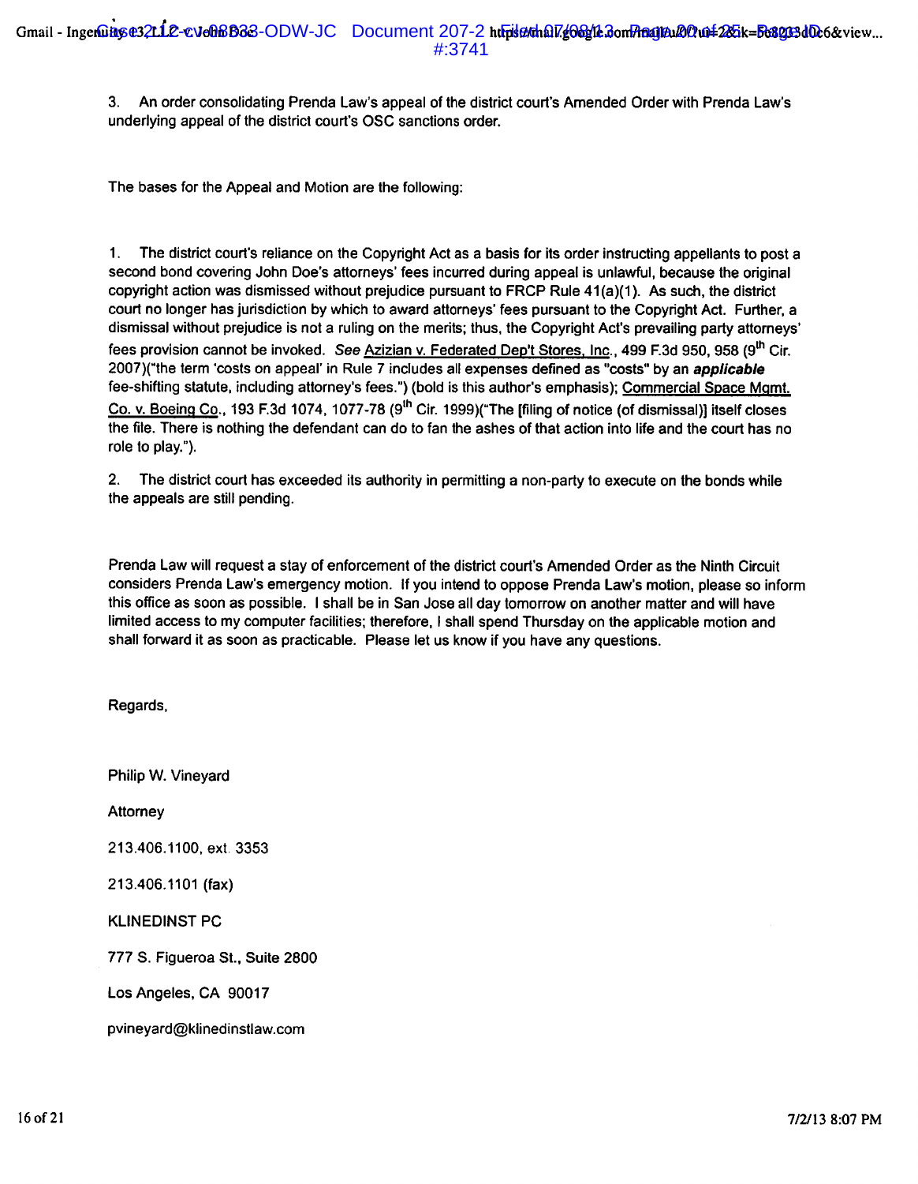3. An order consolidating Prenda Law's appeal of the district court's Amended Order with Prenda Law's underlying appeal of the district court's OSC sanctions order.

The bases for the Appeal and Motion are the following:

1. The district court's reliance on the Copyright Act as a basis for its order instructing appellants to post a second bond covering John Doe's attorneys' fees incurred during appeal is unlawful, because the original copyright action was dismissed without prejudice pursuant to FRCP Rule 41(a)(1). As such, the district court no longer has jurisdiction by which to award attorneys' fees pursuant to the Copyright Act. Further, a dismissal without prejudice is not a ruling on the merits; thus, the Copyright Act's prevailing party attorneys' fees provision cannot be invoked. *See* Azizian v. Federated Dep't Stores, Inc., 499 F.3d 950, 958 (9th Cir. 2007)("the term 'costs on appeal' in Rule 7 includes all expenses defined as "costs" by an ***applicable*** fee-shifting statute, including attorney's fees.") (bold is this author's emphasis); Commercial Space Mgmt. Co. v. Boeing Co., 193 F.3d 1074, 1077-78 (9th Cir. 1999)("The [filing of notice (of dismissal)] itself closes the file. There is nothing the defendant can do to fan the ashes of that action into life and the court has no role to play.").

2. The district court has exceeded its authority in permitting a non-party to execute on the bonds while the appeals are still pending.

Prenda Law will request a stay of enforcement of the district court's Amended Order as the Ninth Circuit considers Prenda Law's emergency motion. If you intend to oppose Prenda Law's motion, please so inform this office as soon as possible. I shall be in San Jose all day tomorrow on another matter and will have limited access to my computer facilities; therefore, I shall spend Thursday on the applicable motion and shall forward it as soon as practicable. Please let us know if you have any questions.

Regards,

Philip W. Vineyard

Attorney

213.406.1100, ext. 3353

213.406.1101 (fax)

KLINEDINST PC

777 S. Figueroa St., Suite 2800

Los Angeles, CA 90017

pvineyard@klinedinstlaw.com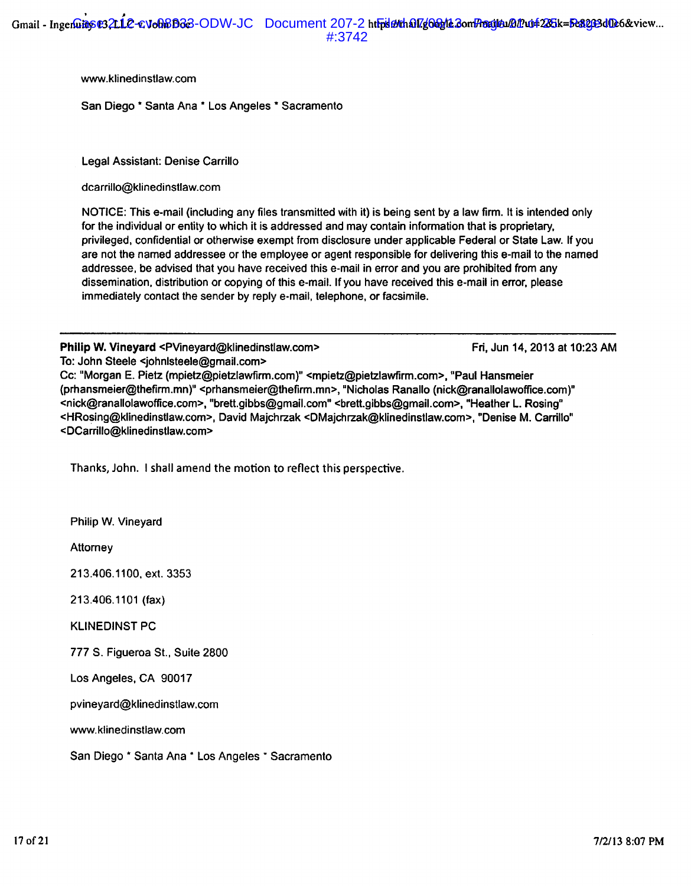www.klinedinstlaw.com

San Diego * Santa Ana * Los Angeles * Sacramento

Legal Assistant: Denise Carrillo

dcarrillo@klinedinstlaw.com

NOTICE: This e-mail (including any files transmitted with it) is being sent by a law firm. It is intended only for the individual or entity to which it is addressed and may contain information that is proprietary, privileged, confidential or otherwise exempt from disclosure under applicable Federal or State Law. If you are not the named addressee or the employee or agent responsible for delivering this e-mail to the named addressee, be advised that you have received this e-mail in error and you are prohibited from any dissemination, distribution or copying of this e-mail. If you have received this e-mail in error, please immediately contact the sender by reply e-mail, telephone, or facsimile.

---

**Philip W. Vineyard** <PVineyard@klinedinstlaw.com> Fri, Jun 14, 2013 at 10:23 AM
To: John Steele <johnlsteele@gmail.com>
Cc: "Morgan E. Pietz (mpietz@pietzlawfirm.com)" <mpietz@pietzlawfirm.com>, "Paul Hansmeier (prhansmeier@thefirm.mn)" <prhansmeier@thefirm.mn>, "Nicholas Ranallo (nick@ranallolawoffice.com)" <nick@ranallolawoffice.com>, "brett.gibbs@gmail.com" <brett.gibbs@gmail.com>, "Heather L. Rosing" <HRosing@klinedinstlaw.com>, David Majchrzak <DMajchrzak@klinedinstlaw.com>, "Denise M. Carrillo" <DCarrillo@klinedinstlaw.com>

Thanks, John. I shall amend the motion to reflect this perspective.

Philip W. Vineyard

Attorney

213.406.1100, ext. 3353

213.406.1101 (fax)

KLINEDINST PC

777 S. Figueroa St., Suite 2800

Los Angeles, CA 90017

pvineyard@klinedinstlaw.com

www.klinedinstlaw.com

San Diego * Santa Ana * Los Angeles * Sacramento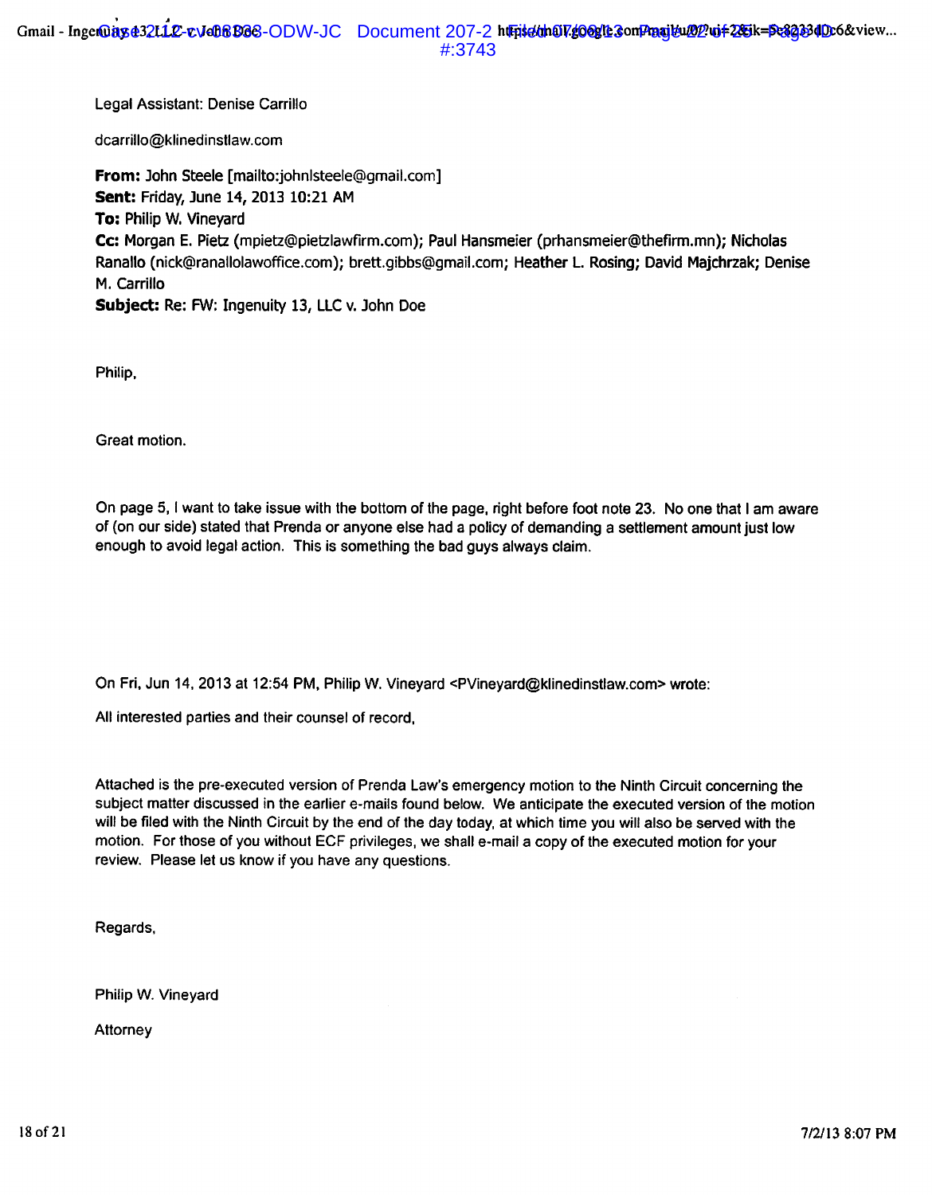Legal Assistant: Denise Carrillo

dcarrillo@klinedinstlaw.com

**From:** John Steele [mailto:johnlsteele@gmail.com]
**Sent:** Friday, June 14, 2013 10:21 AM
**To:** Philip W. Vineyard
**Cc:** Morgan E. Pietz (mpietz@pietzlawfirm.com); Paul Hansmeier (prhansmeier@thefirm.mn); Nicholas Ranallo (nick@ranallolawoffice.com); brett.gibbs@gmail.com; Heather L. Rosing; David Majchrzak; Denise M. Carrillo
**Subject:** Re: FW: Ingenuity 13, LLC v. John Doe

Philip,

Great motion.

On page 5, I want to take issue with the bottom of the page, right before foot note 23. No one that I am aware of (on our side) stated that Prenda or anyone else had a policy of demanding a settlement amount just low enough to avoid legal action. This is something the bad guys always claim.

On Fri, Jun 14, 2013 at 12:54 PM, Philip W. Vineyard <PVineyard@klinedinstlaw.com> wrote:

All interested parties and their counsel of record,

Attached is the pre-executed version of Prenda Law's emergency motion to the Ninth Circuit concerning the subject matter discussed in the earlier e-mails found below. We anticipate the executed version of the motion will be filed with the Ninth Circuit by the end of the day today, at which time you will also be served with the motion. For those of you without ECF privileges, we shall e-mail a copy of the executed motion for your review. Please let us know if you have any questions.

Regards,

Philip W. Vineyard

Attorney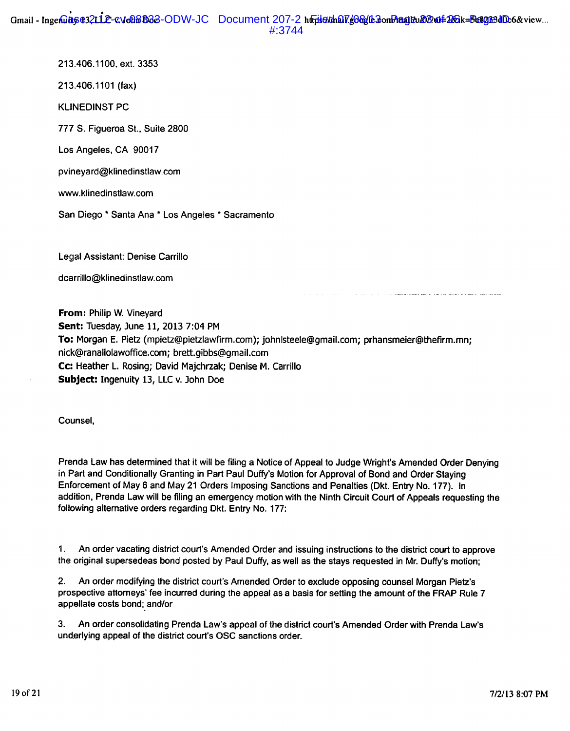213.406.1100, ext. 3353

213.406.1101 (fax)

KLINEDINST PC

777 S. Figueroa St., Suite 2800

Los Angeles, CA 90017

pvineyard@klinedinstlaw.com

www.klinedinstlaw.com

San Diego * Santa Ana * Los Angeles * Sacramento

Legal Assistant: Denise Carrillo

dcarrillo@klinedinstlaw.com

---

**From:** Philip W. Vineyard
**Sent:** Tuesday, June 11, 2013 7:04 PM
**To:** Morgan E. Pietz (mpietz@pietzlawfirm.com); johnlsteele@gmail.com; prhansmeier@thefirm.mn; nick@ranallolawoffice.com; brett.gibbs@gmail.com
**Cc:** Heather L. Rosing; David Majchrzak; Denise M. Carrillo
**Subject:** Ingenuity 13, LLC v. John Doe

Counsel,

Prenda Law has determined that it will be filing a Notice of Appeal to Judge Wright's Amended Order Denying in Part and Conditionally Granting in Part Paul Duffy's Motion for Approval of Bond and Order Staying Enforcement of May 6 and May 21 Orders Imposing Sanctions and Penalties (Dkt. Entry No. 177). In addition, Prenda Law will be filing an emergency motion with the Ninth Circuit Court of Appeals requesting the following alternative orders regarding Dkt. Entry No. 177:

1. An order vacating district court's Amended Order and issuing instructions to the district court to approve the original supersedeas bond posted by Paul Duffy, as well as the stays requested in Mr. Duffy's motion;

2. An order modifying the district court's Amended Order to exclude opposing counsel Morgan Pietz's prospective attorneys' fee incurred during the appeal as a basis for setting the amount of the FRAP Rule 7 appellate costs bond; and/or

3. An order consolidating Prenda Law's appeal of the district court's Amended Order with Prenda Law's underlying appeal of the district court's OSC sanctions order.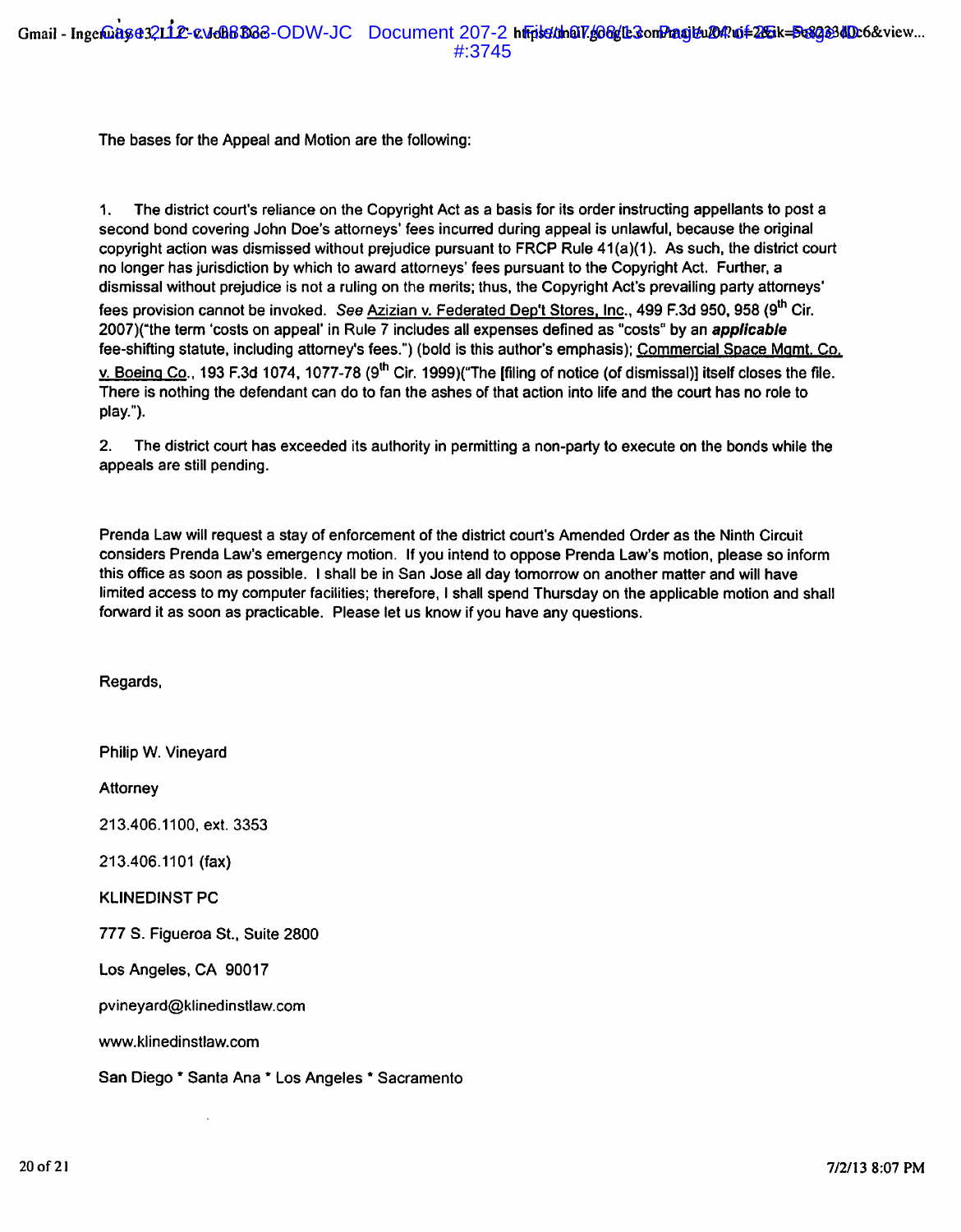The bases for the Appeal and Motion are the following:

1. The district court's reliance on the Copyright Act as a basis for its order instructing appellants to post a second bond covering John Doe's attorneys' fees incurred during appeal is unlawful, because the original copyright action was dismissed without prejudice pursuant to FRCP Rule 41(a)(1). As such, the district court no longer has jurisdiction by which to award attorneys' fees pursuant to the Copyright Act. Further, a dismissal without prejudice is not a ruling on the merits; thus, the Copyright Act's prevailing party attorneys' fees provision cannot be invoked. *See* Azizian v. Federated Dep't Stores, Inc., 499 F.3d 950, 958 (9th Cir. 2007)("the term 'costs on appeal' in Rule 7 includes all expenses defined as "costs" by an ***applicable*** fee-shifting statute, including attorney's fees.") (bold is this author's emphasis); Commercial Space Mgmt. Co. v. Boeing Co., 193 F.3d 1074, 1077-78 (9th Cir. 1999)("The [filing of notice (of dismissal)] itself closes the file. There is nothing the defendant can do to fan the ashes of that action into life and the court has no role to play.").

2. The district court has exceeded its authority in permitting a non-party to execute on the bonds while the appeals are still pending.

Prenda Law will request a stay of enforcement of the district court's Amended Order as the Ninth Circuit considers Prenda Law's emergency motion. If you intend to oppose Prenda Law's motion, please so inform this office as soon as possible. I shall be in San Jose all day tomorrow on another matter and will have limited access to my computer facilities; therefore, I shall spend Thursday on the applicable motion and shall forward it as soon as practicable. Please let us know if you have any questions.

Regards,

Philip W. Vineyard

Attorney

213.406.1100, ext. 3353

213.406.1101 (fax)

KLINEDINST PC

777 S. Figueroa St., Suite 2800

Los Angeles, CA 90017

pvineyard@klinedinstlaw.com

www.klinedinstlaw.com

San Diego * Santa Ana * Los Angeles * Sacramento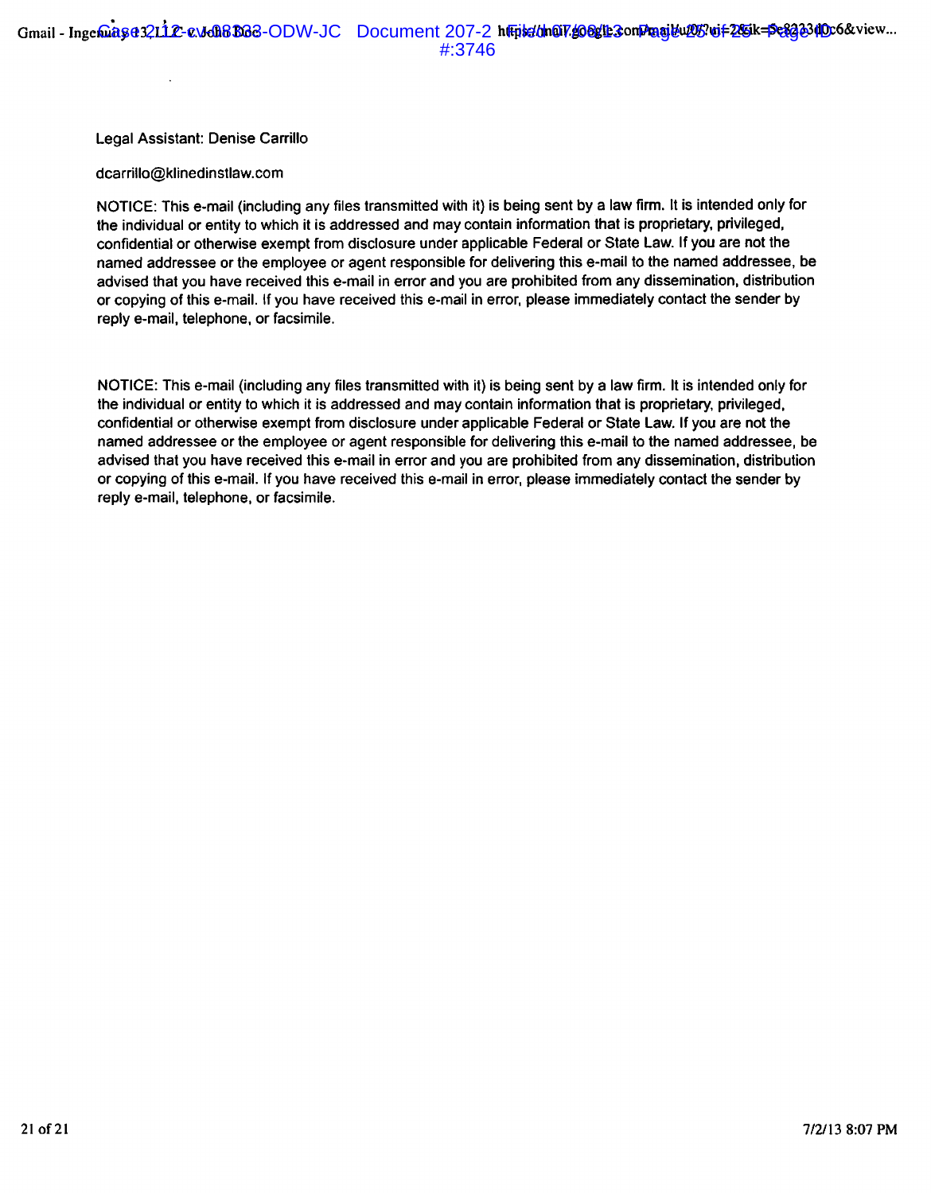Legal Assistant: Denise Carrillo

dcarrillo@klinedinstlaw.com

NOTICE: This e-mail (including any files transmitted with it) is being sent by a law firm. It is intended only for the individual or entity to which it is addressed and may contain information that is proprietary, privileged, confidential or otherwise exempt from disclosure under applicable Federal or State Law. If you are not the named addressee or the employee or agent responsible for delivering this e-mail to the named addressee, be advised that you have received this e-mail in error and you are prohibited from any dissemination, distribution or copying of this e-mail. If you have received this e-mail in error, please immediately contact the sender by reply e-mail, telephone, or facsimile.

NOTICE: This e-mail (including any files transmitted with it) is being sent by a law firm. It is intended only for the individual or entity to which it is addressed and may contain information that is proprietary, privileged, confidential or otherwise exempt from disclosure under applicable Federal or State Law. If you are not the named addressee or the employee or agent responsible for delivering this e-mail to the named addressee, be advised that you have received this e-mail in error and you are prohibited from any dissemination, distribution or copying of this e-mail. If you have received this e-mail in error, please immediately contact the sender by reply e-mail, telephone, or facsimile.